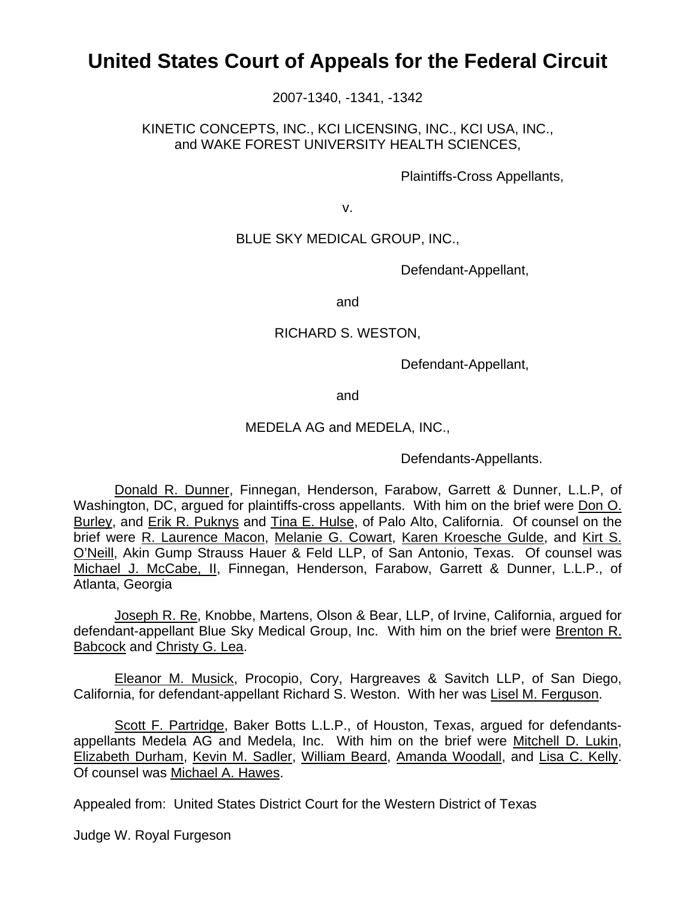# United States Court of Appeals for the Federal Circuit

2007-1340, -1341, -1342

KINETIC CONCEPTS, INC., KCI LICENSING, INC., KCI USA, INC., and WAKE FOREST UNIVERSITY HEALTH SCIENCES,

Plaintiffs-Cross Appellants,

v.

BLUE SKY MEDICAL GROUP, INC.,

Defendant-Appellant,

and

RICHARD S. WESTON,

Defendant-Appellant,

and

MEDELA AG and MEDELA, INC.,

Defendants-Appellants.

Donald R. Dunner, Finnegan, Henderson, Farabow, Garrett & Dunner, L.L.P, of Washington, DC, argued for plaintiffs-cross appellants. With him on the brief were Don O. Burley, and Erik R. Puknys and Tina E. Hulse, of Palo Alto, California. Of counsel on the brief were R. Laurence Macon, Melanie G. Cowart, Karen Kroesche Gulde, and Kirt S. O'Neill, Akin Gump Strauss Hauer & Feld LLP, of San Antonio, Texas. Of counsel was Michael J. McCabe, II, Finnegan, Henderson, Farabow, Garrett & Dunner, L.L.P., of Atlanta, Georgia

Joseph R. Re, Knobbe, Martens, Olson & Bear, LLP, of Irvine, California, argued for defendant-appellant Blue Sky Medical Group, Inc. With him on the brief were Brenton R. Babcock and Christy G. Lea.

Eleanor M. Musick, Procopio, Cory, Hargreaves & Savitch LLP, of San Diego, California, for defendant-appellant Richard S. Weston. With her was Lisel M. Ferguson.

Scott F. Partridge, Baker Botts L.L.P., of Houston, Texas, argued for defendants-appellants Medela AG and Medela, Inc. With him on the brief were Mitchell D. Lukin, Elizabeth Durham, Kevin M. Sadler, William Beard, Amanda Woodall, and Lisa C. Kelly. Of counsel was Michael A. Hawes.

Appealed from: United States District Court for the Western District of Texas

Judge W. Royal Furgeson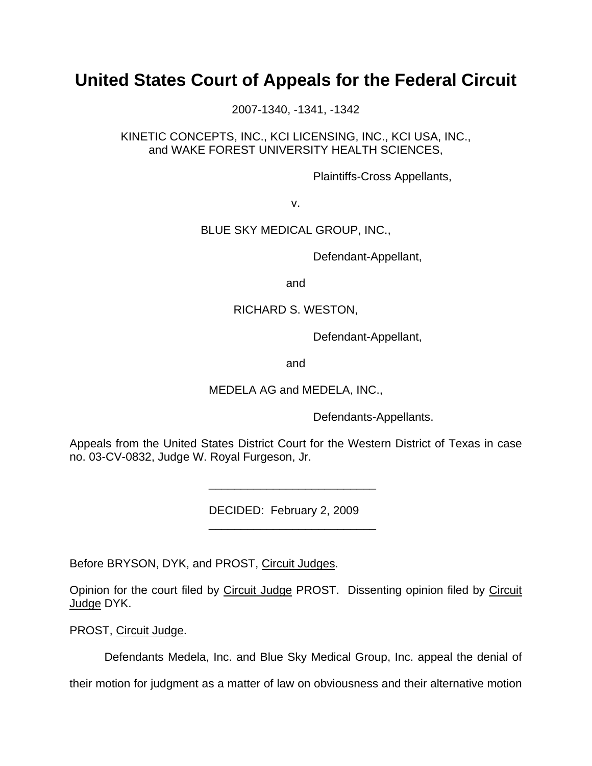# United States Court of Appeals for the Federal Circuit

2007-1340, -1341, -1342

KINETIC CONCEPTS, INC., KCI LICENSING, INC., KCI USA, INC.,
and WAKE FOREST UNIVERSITY HEALTH SCIENCES,

Plaintiffs-Cross Appellants,

v.

BLUE SKY MEDICAL GROUP, INC.,

Defendant-Appellant,

and

RICHARD S. WESTON,

Defendant-Appellant,

and

MEDELA AG and MEDELA, INC.,

Defendants-Appellants.

Appeals from the United States District Court for the Western District of Texas in case no. 03-CV-0832, Judge W. Royal Furgeson, Jr.

---

DECIDED: February 2, 2009

---

Before BRYSON, DYK, and PROST, Circuit Judges.

Opinion for the court filed by Circuit Judge PROST. Dissenting opinion filed by Circuit Judge DYK.

PROST, Circuit Judge.

Defendants Medela, Inc. and Blue Sky Medical Group, Inc. appeal the denial of their motion for judgment as a matter of law on obviousness and their alternative motion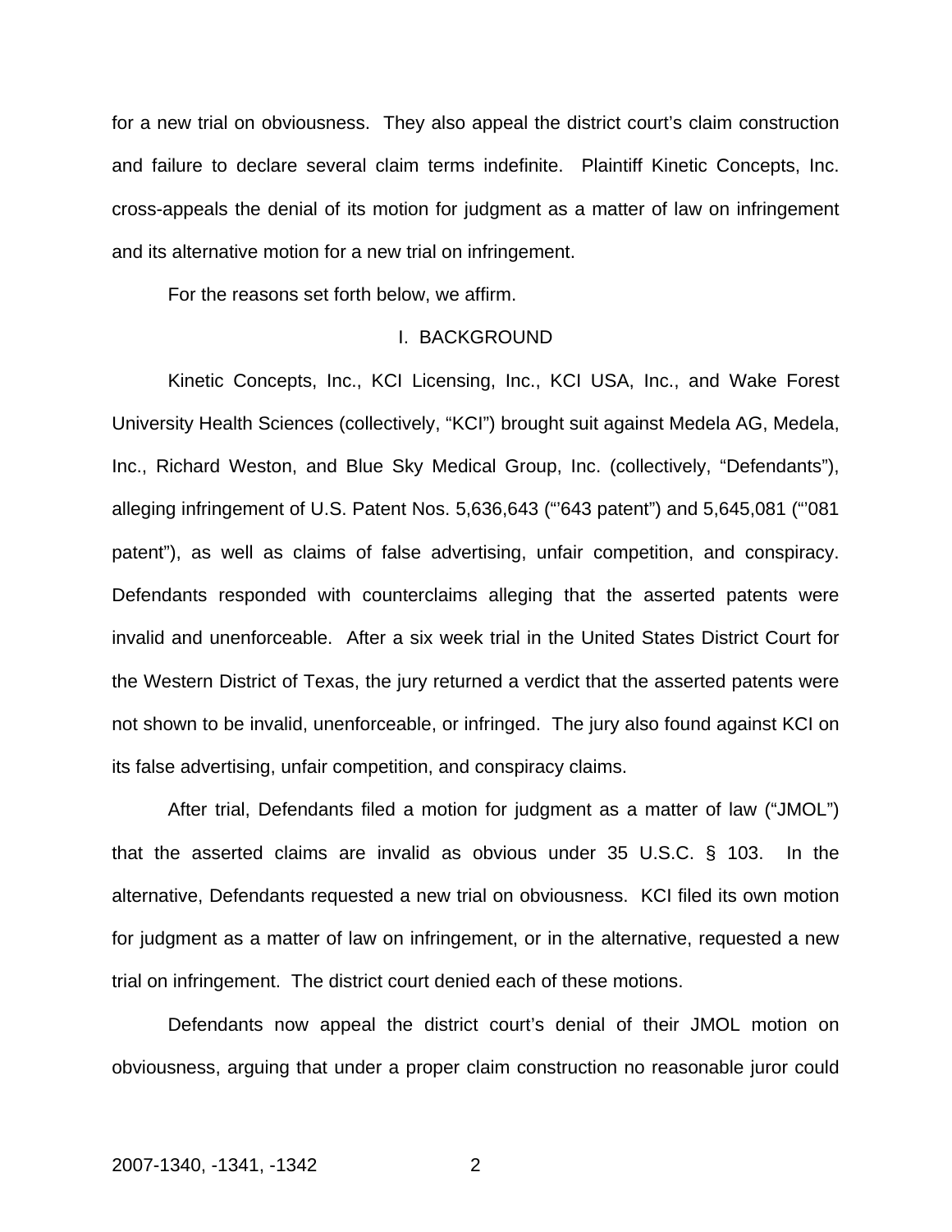for a new trial on obviousness. They also appeal the district court's claim construction and failure to declare several claim terms indefinite. Plaintiff Kinetic Concepts, Inc. cross-appeals the denial of its motion for judgment as a matter of law on infringement and its alternative motion for a new trial on infringement.

For the reasons set forth below, we affirm.

## I. BACKGROUND

Kinetic Concepts, Inc., KCI Licensing, Inc., KCI USA, Inc., and Wake Forest University Health Sciences (collectively, "KCI") brought suit against Medela AG, Medela, Inc., Richard Weston, and Blue Sky Medical Group, Inc. (collectively, "Defendants"), alleging infringement of U.S. Patent Nos. 5,636,643 ("'643 patent") and 5,645,081 ("'081 patent"), as well as claims of false advertising, unfair competition, and conspiracy. Defendants responded with counterclaims alleging that the asserted patents were invalid and unenforceable. After a six week trial in the United States District Court for the Western District of Texas, the jury returned a verdict that the asserted patents were not shown to be invalid, unenforceable, or infringed. The jury also found against KCI on its false advertising, unfair competition, and conspiracy claims.

After trial, Defendants filed a motion for judgment as a matter of law ("JMOL") that the asserted claims are invalid as obvious under 35 U.S.C. § 103. In the alternative, Defendants requested a new trial on obviousness. KCI filed its own motion for judgment as a matter of law on infringement, or in the alternative, requested a new trial on infringement. The district court denied each of these motions.

Defendants now appeal the district court's denial of their JMOL motion on obviousness, arguing that under a proper claim construction no reasonable juror could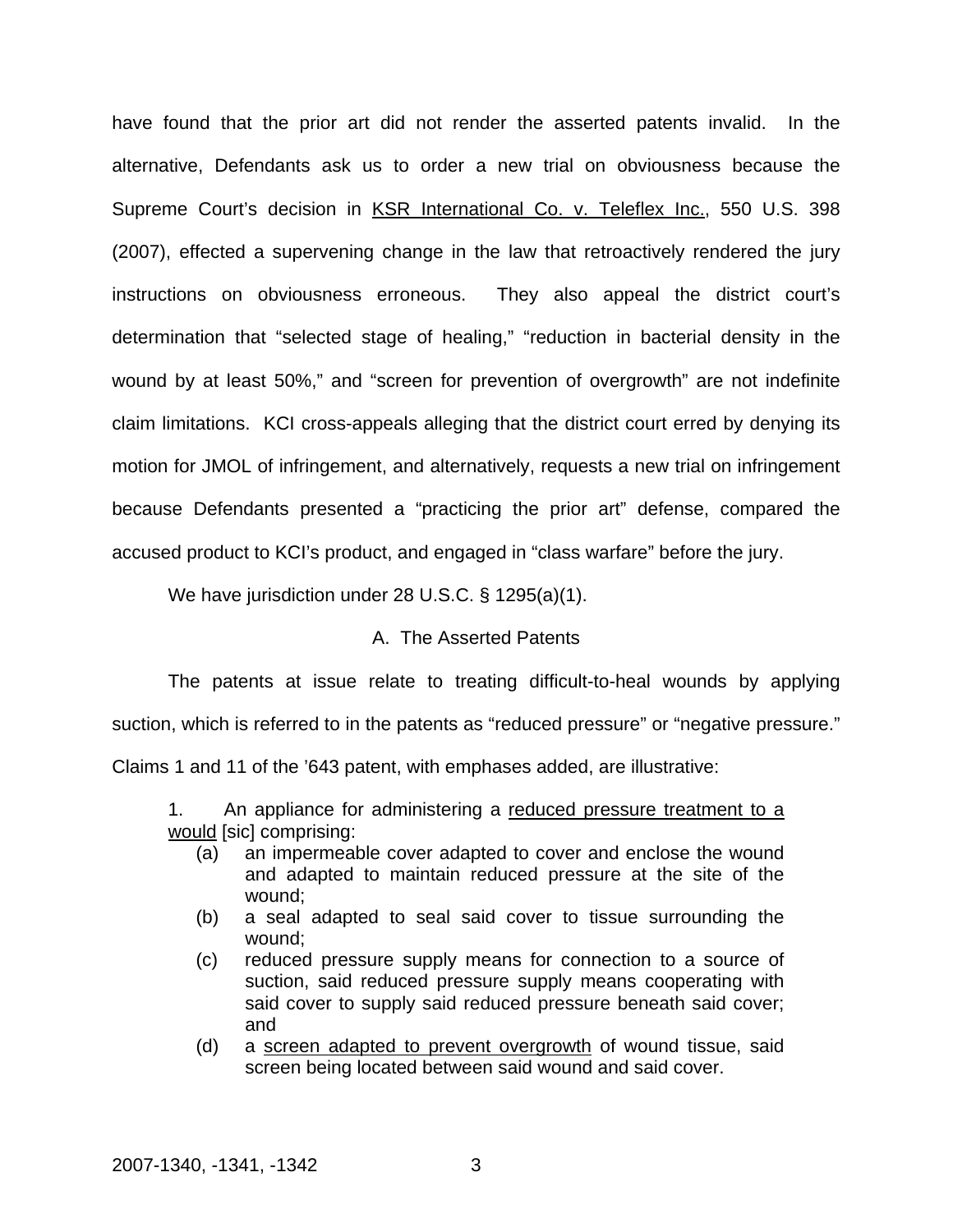have found that the prior art did not render the asserted patents invalid. In the alternative, Defendants ask us to order a new trial on obviousness because the Supreme Court's decision in KSR International Co. v. Teleflex Inc., 550 U.S. 398 (2007), effected a supervening change in the law that retroactively rendered the jury instructions on obviousness erroneous. They also appeal the district court's determination that "selected stage of healing," "reduction in bacterial density in the wound by at least 50%," and "screen for prevention of overgrowth" are not indefinite claim limitations. KCI cross-appeals alleging that the district court erred by denying its motion for JMOL of infringement, and alternatively, requests a new trial on infringement because Defendants presented a "practicing the prior art" defense, compared the accused product to KCI's product, and engaged in "class warfare" before the jury.

We have jurisdiction under 28 U.S.C. § 1295(a)(1).

## A. The Asserted Patents

The patents at issue relate to treating difficult-to-heal wounds by applying suction, which is referred to in the patents as "reduced pressure" or "negative pressure." Claims 1 and 11 of the '643 patent, with emphases added, are illustrative:

> 1. An appliance for administering a reduced pressure treatment to a would [sic] comprising:
>
> (a) an impermeable cover adapted to cover and enclose the wound and adapted to maintain reduced pressure at the site of the wound;
>
> (b) a seal adapted to seal said cover to tissue surrounding the wound;
>
> (c) reduced pressure supply means for connection to a source of suction, said reduced pressure supply means cooperating with said cover to supply said reduced pressure beneath said cover; and
>
> (d) a screen adapted to prevent overgrowth of wound tissue, said screen being located between said wound and said cover.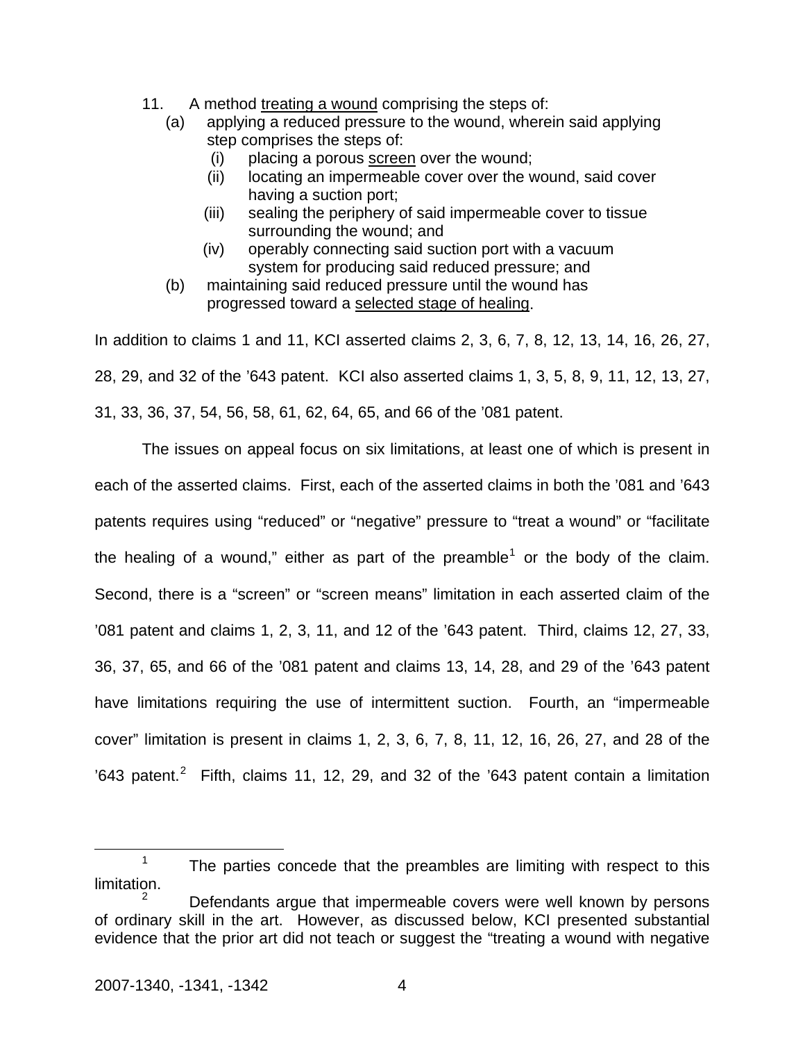11. A method <u>treating a wound</u> comprising the steps of:
    - (a) applying a reduced pressure to the wound, wherein said applying step comprises the steps of:
        - (i) placing a porous <u>screen</u> over the wound;
        - (ii) locating an impermeable cover over the wound, said cover having a suction port;
        - (iii) sealing the periphery of said impermeable cover to tissue surrounding the wound; and
        - (iv) operably connecting said suction port with a vacuum system for producing said reduced pressure; and
    - (b) maintaining said reduced pressure until the wound has progressed toward a <u>selected stage of healing</u>.

In addition to claims 1 and 11, KCI asserted claims 2, 3, 6, 7, 8, 12, 13, 14, 16, 26, 27, 28, 29, and 32 of the '643 patent. KCI also asserted claims 1, 3, 5, 8, 9, 11, 12, 13, 27, 31, 33, 36, 37, 54, 56, 58, 61, 62, 64, 65, and 66 of the '081 patent.

The issues on appeal focus on six limitations, at least one of which is present in each of the asserted claims. First, each of the asserted claims in both the '081 and '643 patents requires using "reduced" or "negative" pressure to "treat a wound" or "facilitate the healing of a wound," either as part of the preamble[1] or the body of the claim. Second, there is a "screen" or "screen means" limitation in each asserted claim of the '081 patent and claims 1, 2, 3, 11, and 12 of the '643 patent. Third, claims 12, 27, 33, 36, 37, 65, and 66 of the '081 patent and claims 13, 14, 28, and 29 of the '643 patent have limitations requiring the use of intermittent suction. Fourth, an "impermeable cover" limitation is present in claims 1, 2, 3, 6, 7, 8, 11, 12, 16, 26, 27, and 28 of the '643 patent.[2] Fifth, claims 11, 12, 29, and 32 of the '643 patent contain a limitation

---

[1] The parties concede that the preambles are limiting with respect to this limitation.

[2] Defendants argue that impermeable covers were well known by persons of ordinary skill in the art. However, as discussed below, KCI presented substantial evidence that the prior art did not teach or suggest the "treating a wound with negative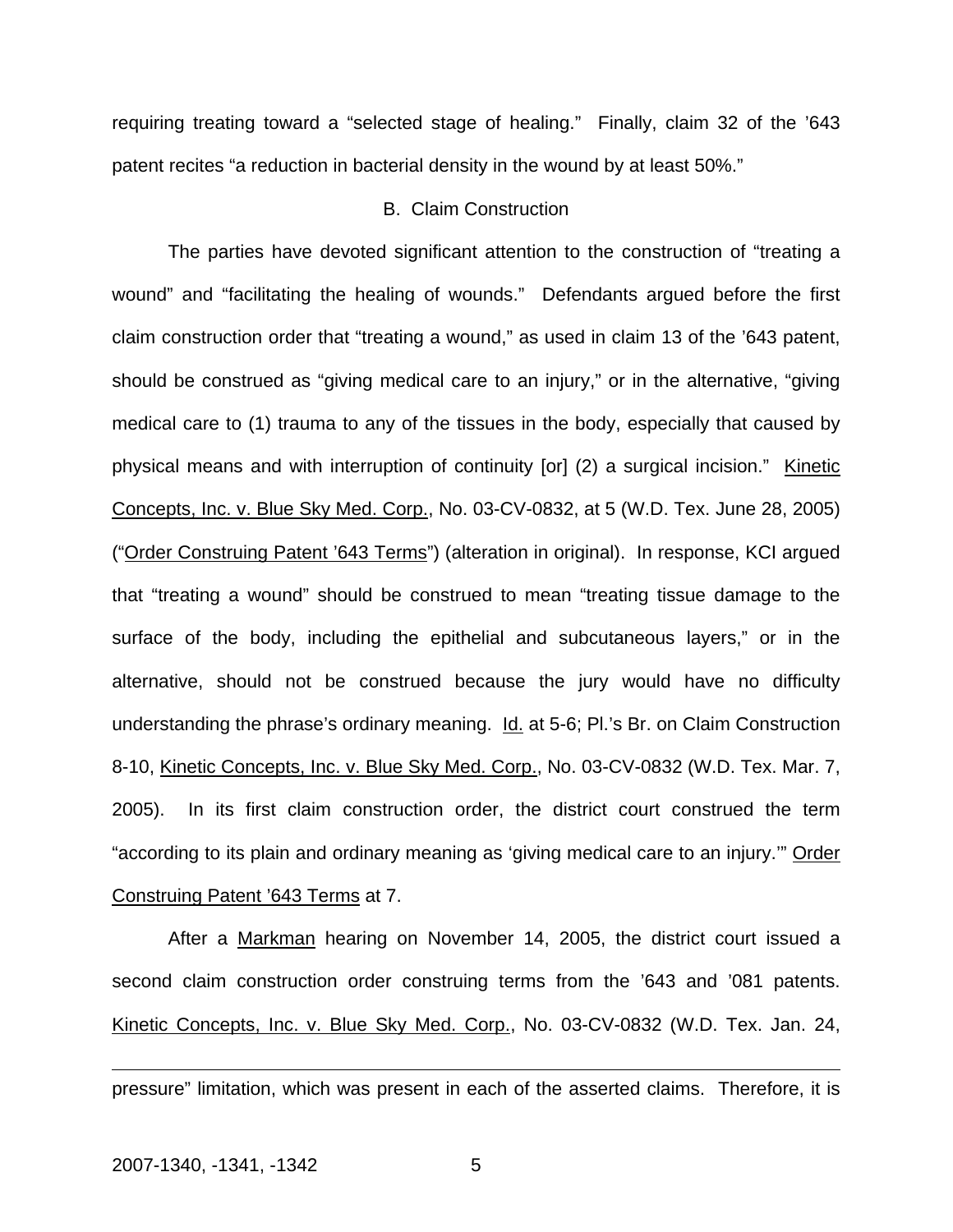requiring treating toward a "selected stage of healing." Finally, claim 32 of the '643 patent recites "a reduction in bacterial density in the wound by at least 50%."

### B. Claim Construction

The parties have devoted significant attention to the construction of "treating a wound" and "facilitating the healing of wounds." Defendants argued before the first claim construction order that "treating a wound," as used in claim 13 of the '643 patent, should be construed as "giving medical care to an injury," or in the alternative, "giving medical care to (1) trauma to any of the tissues in the body, especially that caused by physical means and with interruption of continuity [or] (2) a surgical incision." Kinetic Concepts, Inc. v. Blue Sky Med. Corp., No. 03-CV-0832, at 5 (W.D. Tex. June 28, 2005) ("Order Construing Patent '643 Terms") (alteration in original). In response, KCI argued that "treating a wound" should be construed to mean "treating tissue damage to the surface of the body, including the epithelial and subcutaneous layers," or in the alternative, should not be construed because the jury would have no difficulty understanding the phrase's ordinary meaning. Id. at 5-6; Pl.'s Br. on Claim Construction 8-10, Kinetic Concepts, Inc. v. Blue Sky Med. Corp., No. 03-CV-0832 (W.D. Tex. Mar. 7, 2005). In its first claim construction order, the district court construed the term "according to its plain and ordinary meaning as 'giving medical care to an injury.'" Order Construing Patent '643 Terms at 7.

After a Markman hearing on November 14, 2005, the district court issued a second claim construction order construing terms from the '643 and '081 patents. Kinetic Concepts, Inc. v. Blue Sky Med. Corp., No. 03-CV-0832 (W.D. Tex. Jan. 24,

---

pressure" limitation, which was present in each of the asserted claims. Therefore, it is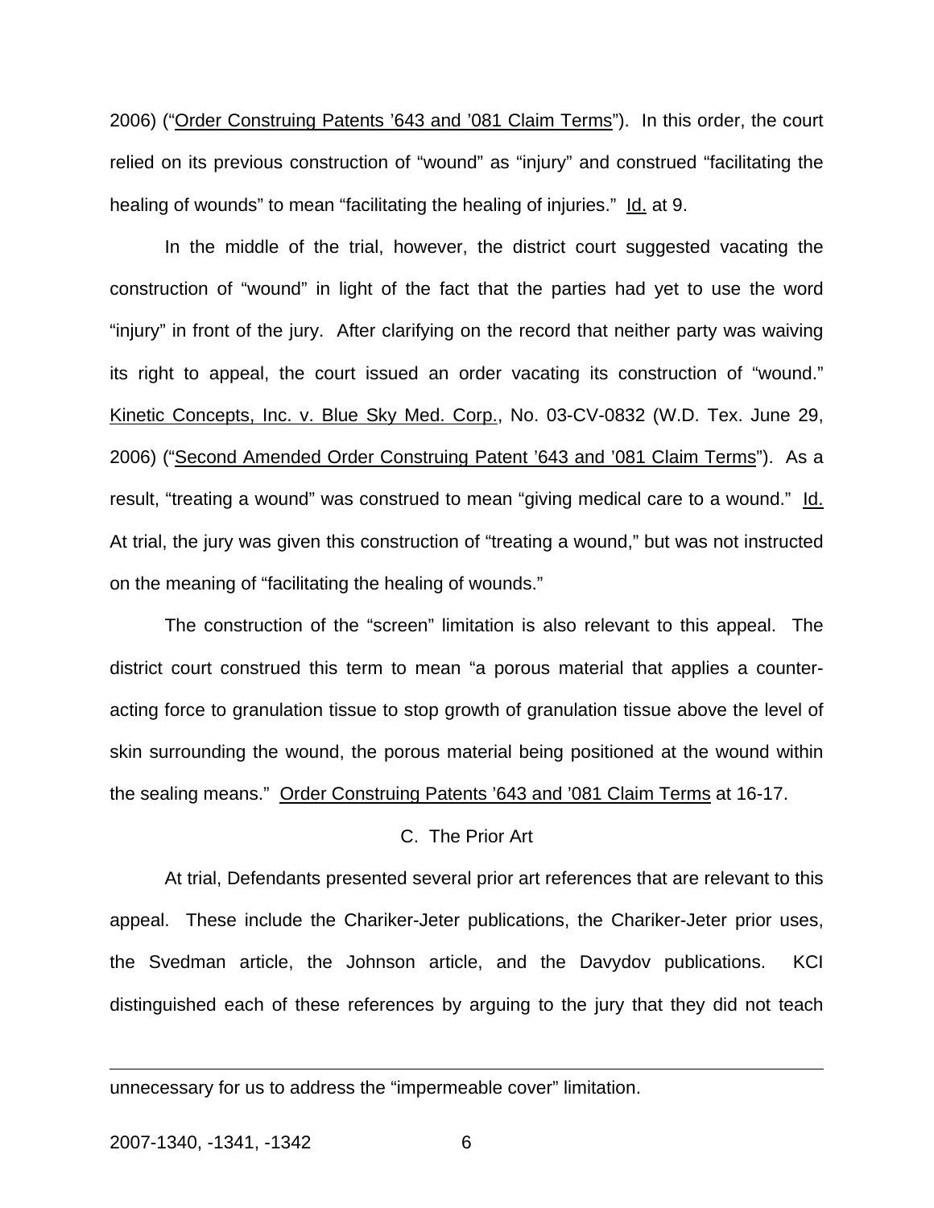2006) ("Order Construing Patents '643 and '081 Claim Terms"). In this order, the court relied on its previous construction of "wound" as "injury" and construed "facilitating the healing of wounds" to mean "facilitating the healing of injuries." Id. at 9.

In the middle of the trial, however, the district court suggested vacating the construction of "wound" in light of the fact that the parties had yet to use the word "injury" in front of the jury. After clarifying on the record that neither party was waiving its right to appeal, the court issued an order vacating its construction of "wound." Kinetic Concepts, Inc. v. Blue Sky Med. Corp., No. 03-CV-0832 (W.D. Tex. June 29, 2006) ("Second Amended Order Construing Patent '643 and '081 Claim Terms"). As a result, "treating a wound" was construed to mean "giving medical care to a wound." Id. At trial, the jury was given this construction of "treating a wound," but was not instructed on the meaning of "facilitating the healing of wounds."

The construction of the "screen" limitation is also relevant to this appeal. The district court construed this term to mean "a porous material that applies a counter-acting force to granulation tissue to stop growth of granulation tissue above the level of skin surrounding the wound, the porous material being positioned at the wound within the sealing means." Order Construing Patents '643 and '081 Claim Terms at 16-17.

### C. The Prior Art

At trial, Defendants presented several prior art references that are relevant to this appeal. These include the Chariker-Jeter publications, the Chariker-Jeter prior uses, the Svedman article, the Johnson article, and the Davydov publications. KCI distinguished each of these references by arguing to the jury that they did not teach

---

unnecessary for us to address the "impermeable cover" limitation.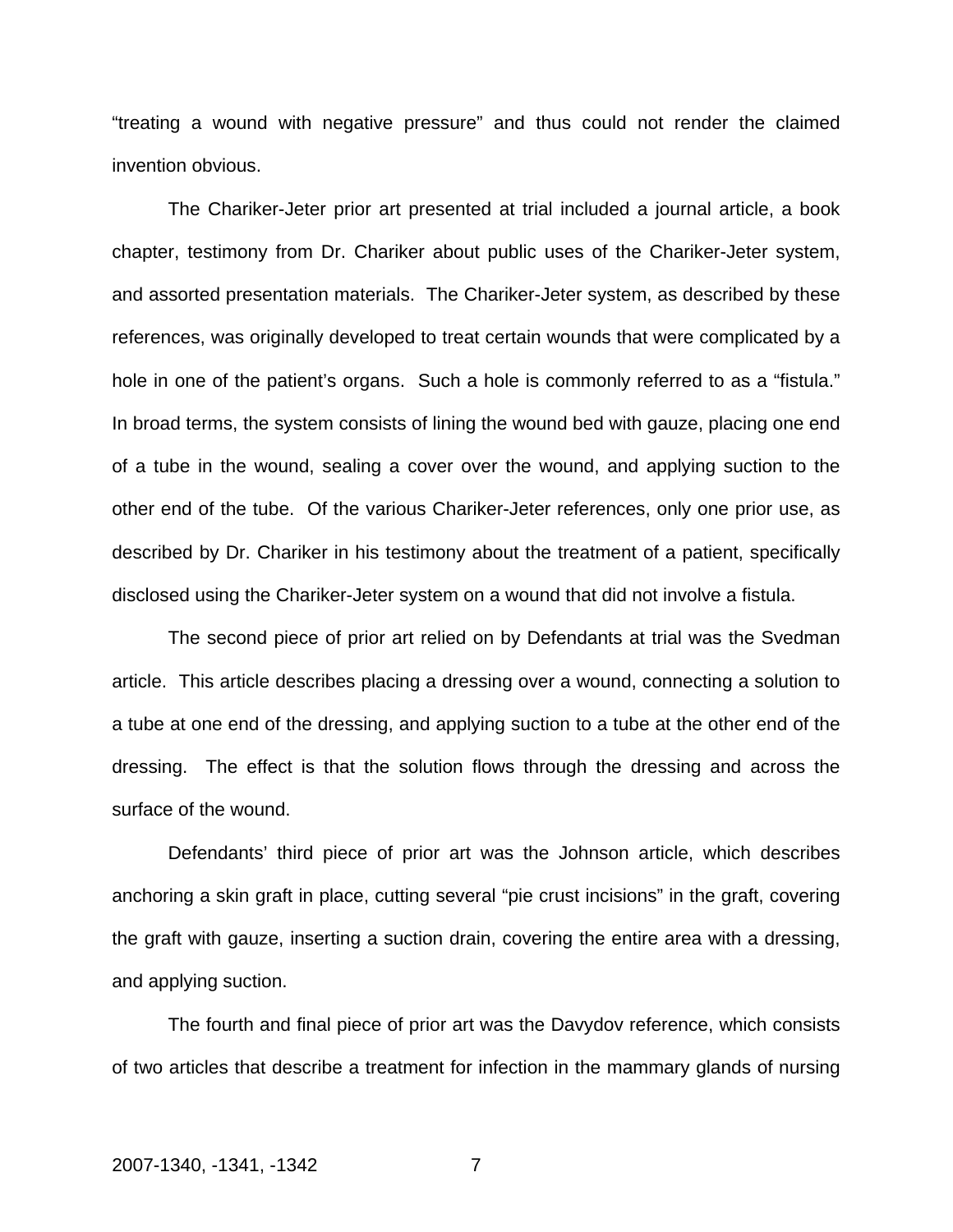“treating a wound with negative pressure” and thus could not render the claimed invention obvious.

The Chariker-Jeter prior art presented at trial included a journal article, a book chapter, testimony from Dr. Chariker about public uses of the Chariker-Jeter system, and assorted presentation materials. The Chariker-Jeter system, as described by these references, was originally developed to treat certain wounds that were complicated by a hole in one of the patient’s organs. Such a hole is commonly referred to as a “fistula.” In broad terms, the system consists of lining the wound bed with gauze, placing one end of a tube in the wound, sealing a cover over the wound, and applying suction to the other end of the tube. Of the various Chariker-Jeter references, only one prior use, as described by Dr. Chariker in his testimony about the treatment of a patient, specifically disclosed using the Chariker-Jeter system on a wound that did not involve a fistula.

The second piece of prior art relied on by Defendants at trial was the Svedman article. This article describes placing a dressing over a wound, connecting a solution to a tube at one end of the dressing, and applying suction to a tube at the other end of the dressing. The effect is that the solution flows through the dressing and across the surface of the wound.

Defendants’ third piece of prior art was the Johnson article, which describes anchoring a skin graft in place, cutting several “pie crust incisions” in the graft, covering the graft with gauze, inserting a suction drain, covering the entire area with a dressing, and applying suction.

The fourth and final piece of prior art was the Davydov reference, which consists of two articles that describe a treatment for infection in the mammary glands of nursing

2007-1340, -1341, -1342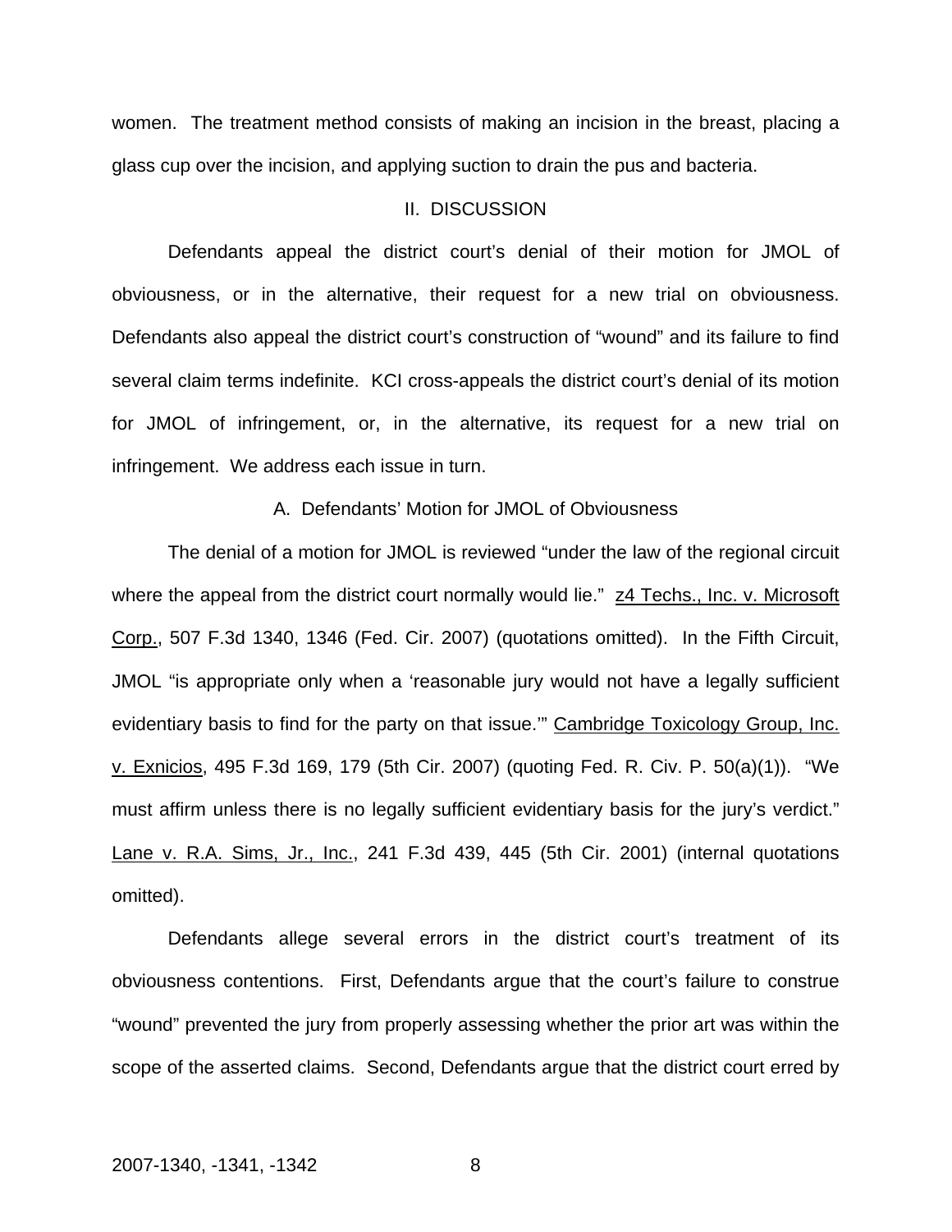women. The treatment method consists of making an incision in the breast, placing a glass cup over the incision, and applying suction to drain the pus and bacteria.

## II. DISCUSSION

Defendants appeal the district court's denial of their motion for JMOL of obviousness, or in the alternative, their request for a new trial on obviousness. Defendants also appeal the district court's construction of "wound" and its failure to find several claim terms indefinite. KCI cross-appeals the district court's denial of its motion for JMOL of infringement, or, in the alternative, its request for a new trial on infringement. We address each issue in turn.

### A. Defendants' Motion for JMOL of Obviousness

The denial of a motion for JMOL is reviewed "under the law of the regional circuit where the appeal from the district court normally would lie." z4 Techs., Inc. v. Microsoft Corp., 507 F.3d 1340, 1346 (Fed. Cir. 2007) (quotations omitted). In the Fifth Circuit, JMOL "is appropriate only when a 'reasonable jury would not have a legally sufficient evidentiary basis to find for the party on that issue.'" Cambridge Toxicology Group, Inc. v. Exnicios, 495 F.3d 169, 179 (5th Cir. 2007) (quoting Fed. R. Civ. P. 50(a)(1)). "We must affirm unless there is no legally sufficient evidentiary basis for the jury's verdict." Lane v. R.A. Sims, Jr., Inc., 241 F.3d 439, 445 (5th Cir. 2001) (internal quotations omitted).

Defendants allege several errors in the district court's treatment of its obviousness contentions. First, Defendants argue that the court's failure to construe "wound" prevented the jury from properly assessing whether the prior art was within the scope of the asserted claims. Second, Defendants argue that the district court erred by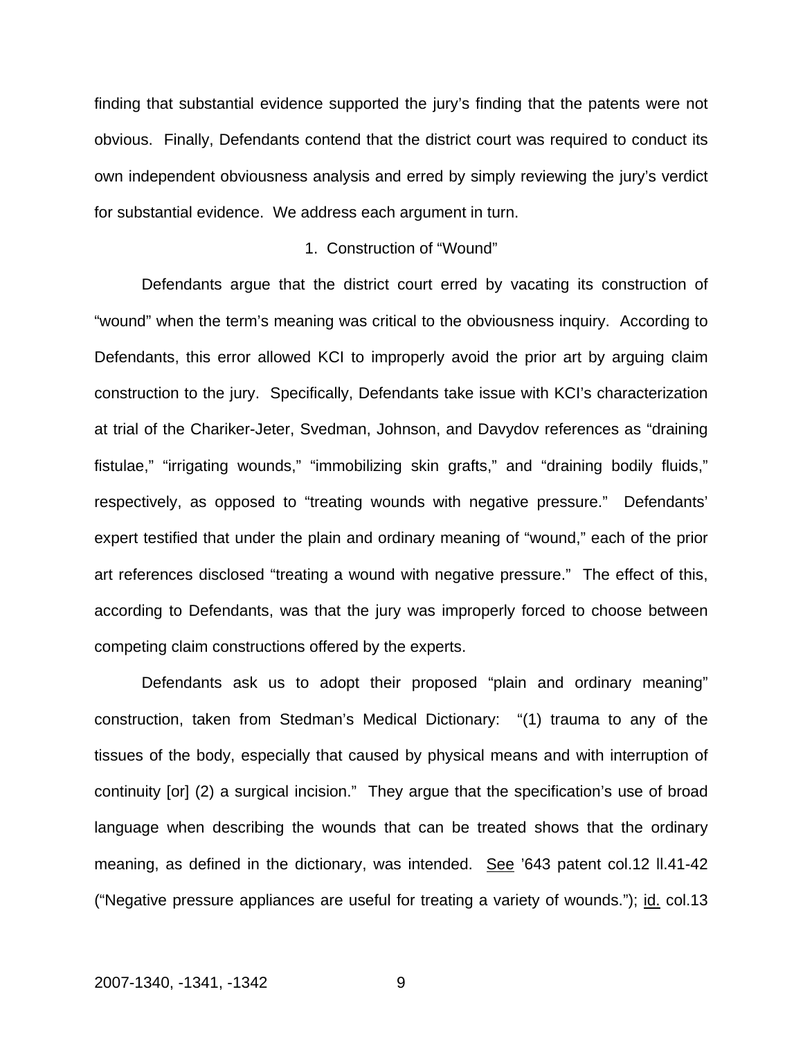finding that substantial evidence supported the jury's finding that the patents were not obvious. Finally, Defendants contend that the district court was required to conduct its own independent obviousness analysis and erred by simply reviewing the jury's verdict for substantial evidence. We address each argument in turn.

1. Construction of "Wound"

Defendants argue that the district court erred by vacating its construction of "wound" when the term's meaning was critical to the obviousness inquiry. According to Defendants, this error allowed KCI to improperly avoid the prior art by arguing claim construction to the jury. Specifically, Defendants take issue with KCI's characterization at trial of the Chariker-Jeter, Svedman, Johnson, and Davydov references as "draining fistulae," "irrigating wounds," "immobilizing skin grafts," and "draining bodily fluids," respectively, as opposed to "treating wounds with negative pressure." Defendants' expert testified that under the plain and ordinary meaning of "wound," each of the prior art references disclosed "treating a wound with negative pressure." The effect of this, according to Defendants, was that the jury was improperly forced to choose between competing claim constructions offered by the experts.

Defendants ask us to adopt their proposed "plain and ordinary meaning" construction, taken from Stedman's Medical Dictionary: "(1) trauma to any of the tissues of the body, especially that caused by physical means and with interruption of continuity [or] (2) a surgical incision." They argue that the specification's use of broad language when describing the wounds that can be treated shows that the ordinary meaning, as defined in the dictionary, was intended. See '643 patent col.12 ll.41-42 ("Negative pressure appliances are useful for treating a variety of wounds."); id. col.13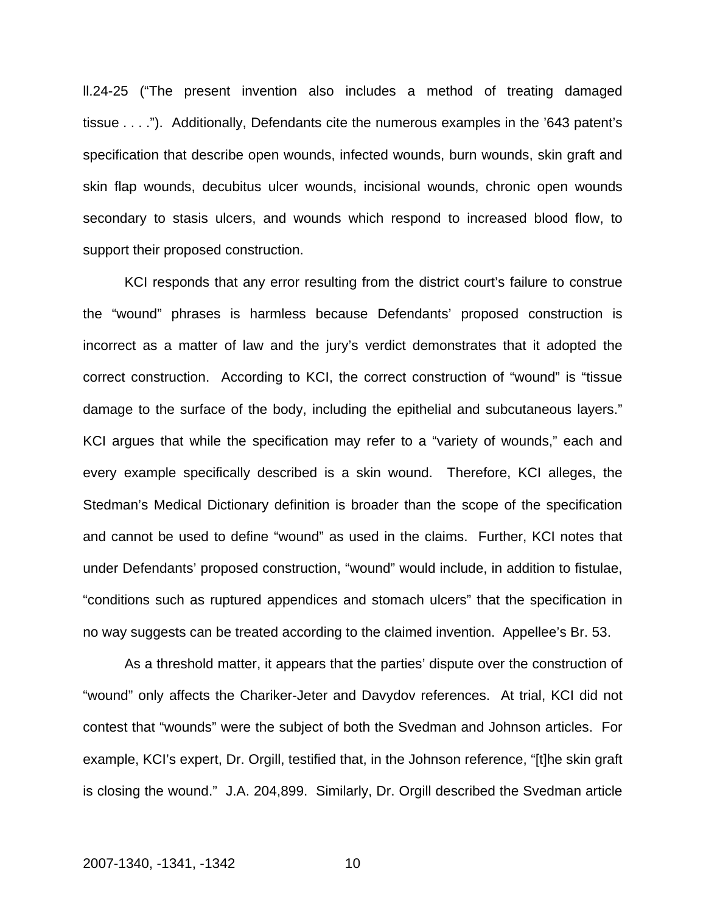ll.24-25 ("The present invention also includes a method of treating damaged tissue . . . ."). Additionally, Defendants cite the numerous examples in the '643 patent's specification that describe open wounds, infected wounds, burn wounds, skin graft and skin flap wounds, decubitus ulcer wounds, incisional wounds, chronic open wounds secondary to stasis ulcers, and wounds which respond to increased blood flow, to support their proposed construction.

KCI responds that any error resulting from the district court's failure to construe the "wound" phrases is harmless because Defendants' proposed construction is incorrect as a matter of law and the jury's verdict demonstrates that it adopted the correct construction. According to KCI, the correct construction of "wound" is "tissue damage to the surface of the body, including the epithelial and subcutaneous layers." KCI argues that while the specification may refer to a "variety of wounds," each and every example specifically described is a skin wound. Therefore, KCI alleges, the Stedman's Medical Dictionary definition is broader than the scope of the specification and cannot be used to define "wound" as used in the claims. Further, KCI notes that under Defendants' proposed construction, "wound" would include, in addition to fistulae, "conditions such as ruptured appendices and stomach ulcers" that the specification in no way suggests can be treated according to the claimed invention. Appellee's Br. 53.

As a threshold matter, it appears that the parties' dispute over the construction of "wound" only affects the Chariker-Jeter and Davydov references. At trial, KCI did not contest that "wounds" were the subject of both the Svedman and Johnson articles. For example, KCI's expert, Dr. Orgill, testified that, in the Johnson reference, "[t]he skin graft is closing the wound." J.A. 204,899. Similarly, Dr. Orgill described the Svedman article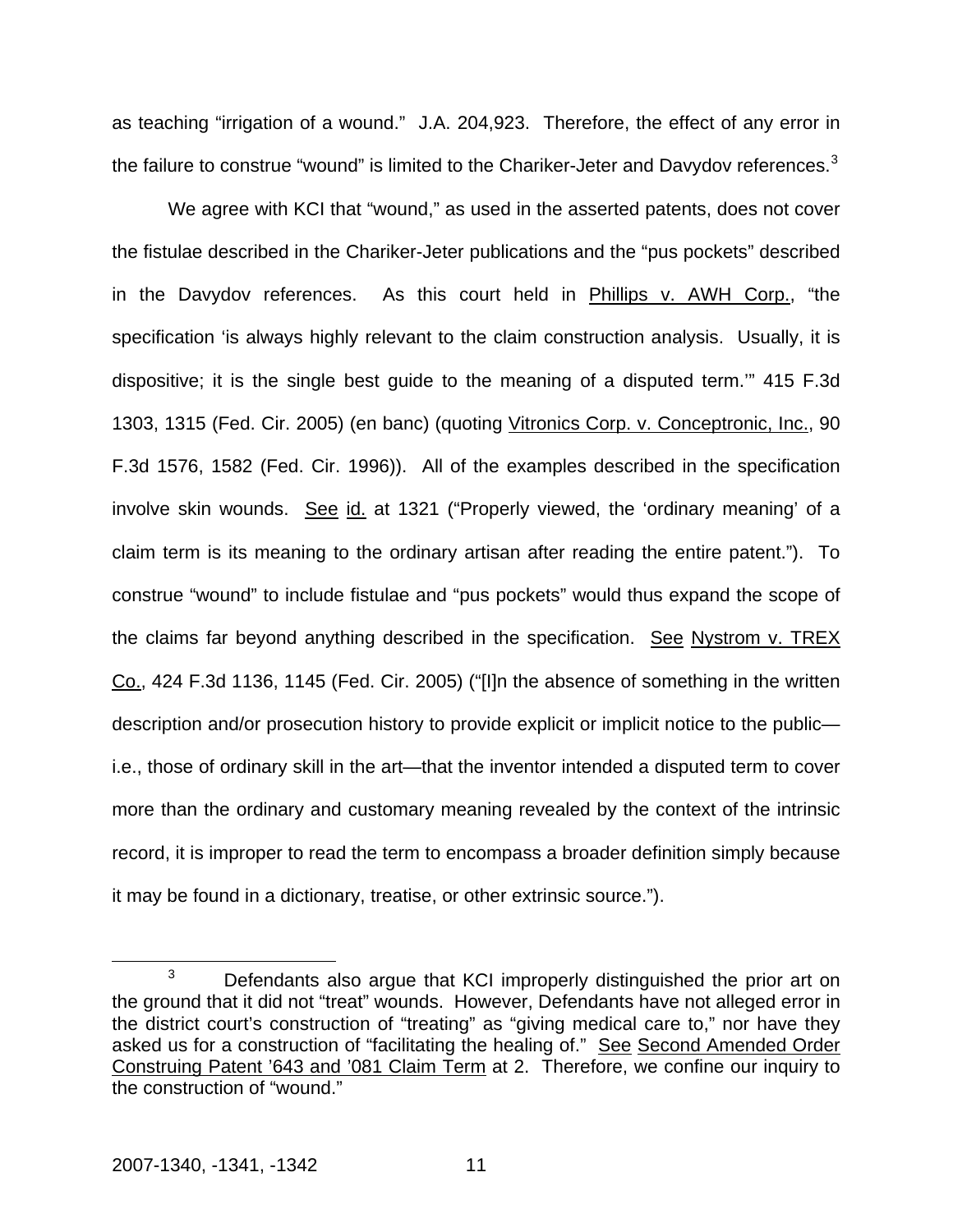as teaching "irrigation of a wound." J.A. 204,923. Therefore, the effect of any error in the failure to construe "wound" is limited to the Chariker-Jeter and Davydov references.[3]

We agree with KCI that "wound," as used in the asserted patents, does not cover the fistulae described in the Chariker-Jeter publications and the "pus pockets" described in the Davydov references. As this court held in Phillips v. AWH Corp., "the specification 'is always highly relevant to the claim construction analysis. Usually, it is dispositive; it is the single best guide to the meaning of a disputed term.'" 415 F.3d 1303, 1315 (Fed. Cir. 2005) (en banc) (quoting Vitronics Corp. v. Conceptronic, Inc., 90 F.3d 1576, 1582 (Fed. Cir. 1996)). All of the examples described in the specification involve skin wounds. See id. at 1321 ("Properly viewed, the 'ordinary meaning' of a claim term is its meaning to the ordinary artisan after reading the entire patent."). To construe "wound" to include fistulae and "pus pockets" would thus expand the scope of the claims far beyond anything described in the specification. See Nystrom v. TREX Co., 424 F.3d 1136, 1145 (Fed. Cir. 2005) ("[I]n the absence of something in the written description and/or prosecution history to provide explicit or implicit notice to the public—i.e., those of ordinary skill in the art—that the inventor intended a disputed term to cover more than the ordinary and customary meaning revealed by the context of the intrinsic record, it is improper to read the term to encompass a broader definition simply because it may be found in a dictionary, treatise, or other extrinsic source.").

---

[3] Defendants also argue that KCI improperly distinguished the prior art on the ground that it did not "treat" wounds. However, Defendants have not alleged error in the district court's construction of "treating" as "giving medical care to," nor have they asked us for a construction of "facilitating the healing of." See Second Amended Order Construing Patent '643 and '081 Claim Term at 2. Therefore, we confine our inquiry to the construction of "wound."

2007-1340, -1341, -1342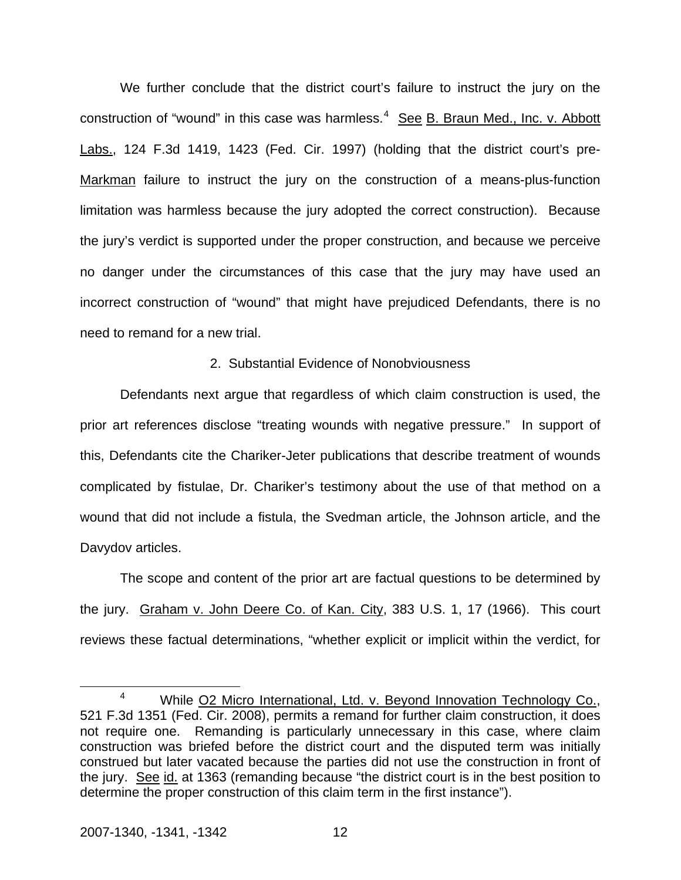We further conclude that the district court's failure to instruct the jury on the construction of "wound" in this case was harmless.[4] See B. Braun Med., Inc. v. Abbott Labs., 124 F.3d 1419, 1423 (Fed. Cir. 1997) (holding that the district court's pre-Markman failure to instruct the jury on the construction of a means-plus-function limitation was harmless because the jury adopted the correct construction). Because the jury's verdict is supported under the proper construction, and because we perceive no danger under the circumstances of this case that the jury may have used an incorrect construction of "wound" that might have prejudiced Defendants, there is no need to remand for a new trial.

2. Substantial Evidence of Nonobviousness

Defendants next argue that regardless of which claim construction is used, the prior art references disclose "treating wounds with negative pressure." In support of this, Defendants cite the Chariker-Jeter publications that describe treatment of wounds complicated by fistulae, Dr. Chariker's testimony about the use of that method on a wound that did not include a fistula, the Svedman article, the Johnson article, and the Davydov articles.

The scope and content of the prior art are factual questions to be determined by the jury. Graham v. John Deere Co. of Kan. City, 383 U.S. 1, 17 (1966). This court reviews these factual determinations, "whether explicit or implicit within the verdict, for

[4] While O2 Micro International, Ltd. v. Beyond Innovation Technology Co., 521 F.3d 1351 (Fed. Cir. 2008), permits a remand for further claim construction, it does not require one. Remanding is particularly unnecessary in this case, where claim construction was briefed before the district court and the disputed term was initially construed but later vacated because the parties did not use the construction in front of the jury. See id. at 1363 (remanding because "the district court is in the best position to determine the proper construction of this claim term in the first instance").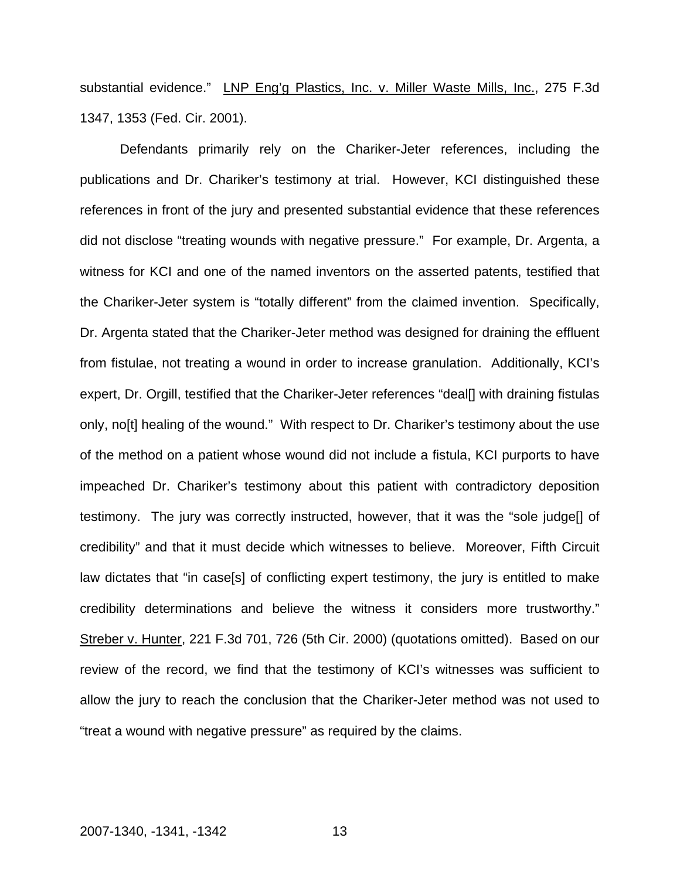substantial evidence." LNP Eng'g Plastics, Inc. v. Miller Waste Mills, Inc., 275 F.3d 1347, 1353 (Fed. Cir. 2001).

Defendants primarily rely on the Chariker-Jeter references, including the publications and Dr. Chariker's testimony at trial. However, KCI distinguished these references in front of the jury and presented substantial evidence that these references did not disclose "treating wounds with negative pressure." For example, Dr. Argenta, a witness for KCI and one of the named inventors on the asserted patents, testified that the Chariker-Jeter system is "totally different" from the claimed invention. Specifically, Dr. Argenta stated that the Chariker-Jeter method was designed for draining the effluent from fistulae, not treating a wound in order to increase granulation. Additionally, KCI's expert, Dr. Orgill, testified that the Chariker-Jeter references "deal[] with draining fistulas only, no[t] healing of the wound." With respect to Dr. Chariker's testimony about the use of the method on a patient whose wound did not include a fistula, KCI purports to have impeached Dr. Chariker's testimony about this patient with contradictory deposition testimony. The jury was correctly instructed, however, that it was the "sole judge[] of credibility" and that it must decide which witnesses to believe. Moreover, Fifth Circuit law dictates that "in case[s] of conflicting expert testimony, the jury is entitled to make credibility determinations and believe the witness it considers more trustworthy." Streber v. Hunter, 221 F.3d 701, 726 (5th Cir. 2000) (quotations omitted). Based on our review of the record, we find that the testimony of KCI's witnesses was sufficient to allow the jury to reach the conclusion that the Chariker-Jeter method was not used to "treat a wound with negative pressure" as required by the claims.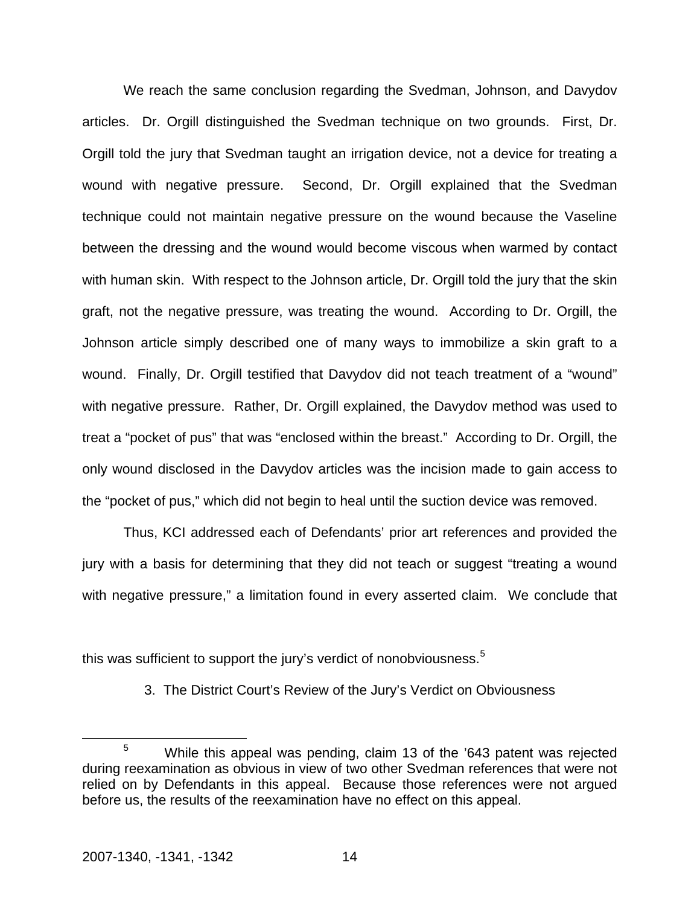We reach the same conclusion regarding the Svedman, Johnson, and Davydov articles. Dr. Orgill distinguished the Svedman technique on two grounds. First, Dr. Orgill told the jury that Svedman taught an irrigation device, not a device for treating a wound with negative pressure. Second, Dr. Orgill explained that the Svedman technique could not maintain negative pressure on the wound because the Vaseline between the dressing and the wound would become viscous when warmed by contact with human skin. With respect to the Johnson article, Dr. Orgill told the jury that the skin graft, not the negative pressure, was treating the wound. According to Dr. Orgill, the Johnson article simply described one of many ways to immobilize a skin graft to a wound. Finally, Dr. Orgill testified that Davydov did not teach treatment of a "wound" with negative pressure. Rather, Dr. Orgill explained, the Davydov method was used to treat a "pocket of pus" that was "enclosed within the breast." According to Dr. Orgill, the only wound disclosed in the Davydov articles was the incision made to gain access to the "pocket of pus," which did not begin to heal until the suction device was removed.

Thus, KCI addressed each of Defendants' prior art references and provided the jury with a basis for determining that they did not teach or suggest "treating a wound with negative pressure," a limitation found in every asserted claim. We conclude that this was sufficient to support the jury's verdict of nonobviousness.[5]

### 3. The District Court's Review of the Jury's Verdict on Obviousness

[5] While this appeal was pending, claim 13 of the '643 patent was rejected during reexamination as obvious in view of two other Svedman references that were not relied on by Defendants in this appeal. Because those references were not argued before us, the results of the reexamination have no effect on this appeal.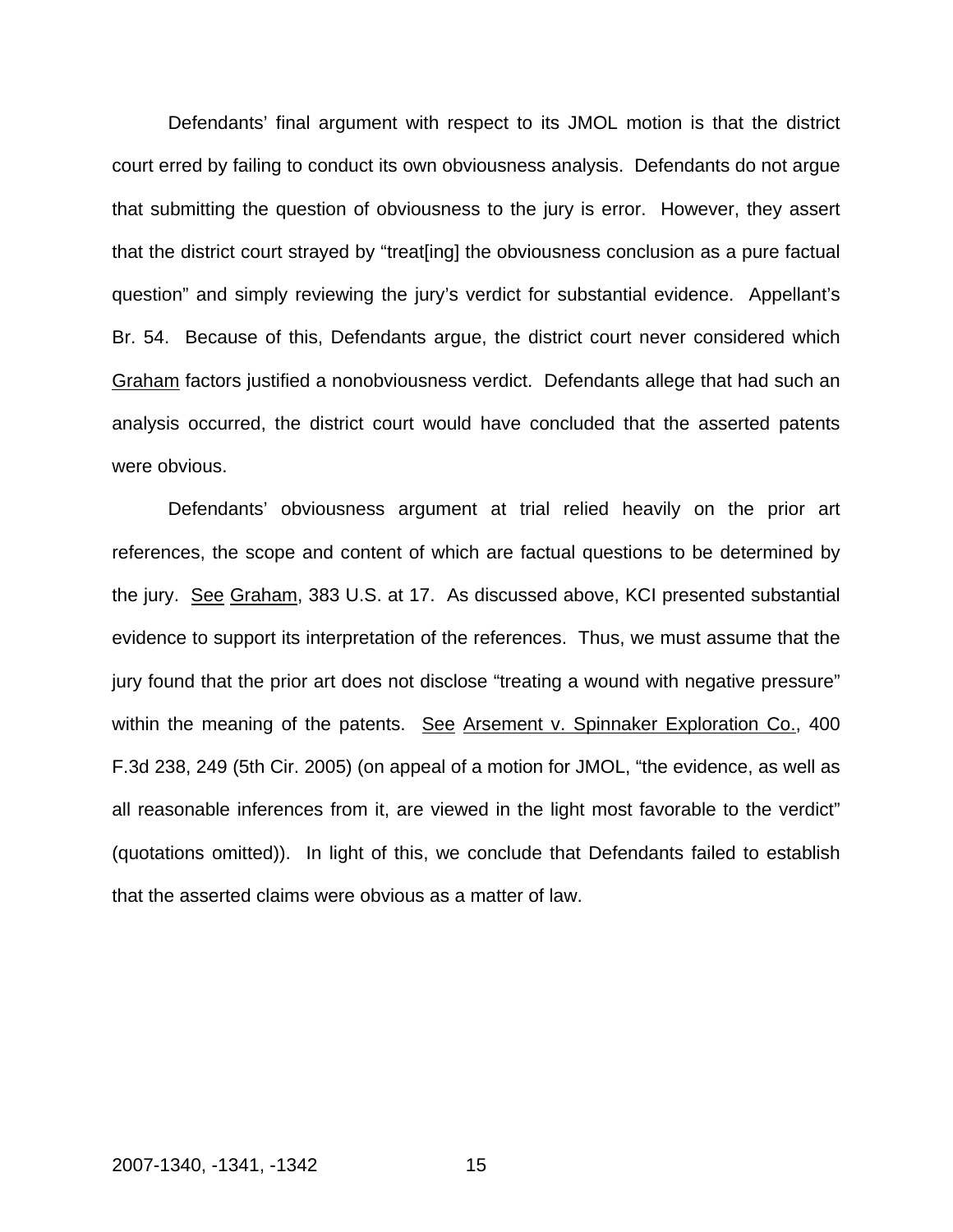Defendants' final argument with respect to its JMOL motion is that the district court erred by failing to conduct its own obviousness analysis. Defendants do not argue that submitting the question of obviousness to the jury is error. However, they assert that the district court strayed by "treat[ing] the obviousness conclusion as a pure factual question" and simply reviewing the jury's verdict for substantial evidence. Appellant's Br. 54. Because of this, Defendants argue, the district court never considered which Graham factors justified a nonobviousness verdict. Defendants allege that had such an analysis occurred, the district court would have concluded that the asserted patents were obvious.

Defendants' obviousness argument at trial relied heavily on the prior art references, the scope and content of which are factual questions to be determined by the jury. See Graham, 383 U.S. at 17. As discussed above, KCI presented substantial evidence to support its interpretation of the references. Thus, we must assume that the jury found that the prior art does not disclose "treating a wound with negative pressure" within the meaning of the patents. See Arsement v. Spinnaker Exploration Co., 400 F.3d 238, 249 (5th Cir. 2005) (on appeal of a motion for JMOL, "the evidence, as well as all reasonable inferences from it, are viewed in the light most favorable to the verdict" (quotations omitted)). In light of this, we conclude that Defendants failed to establish that the asserted claims were obvious as a matter of law.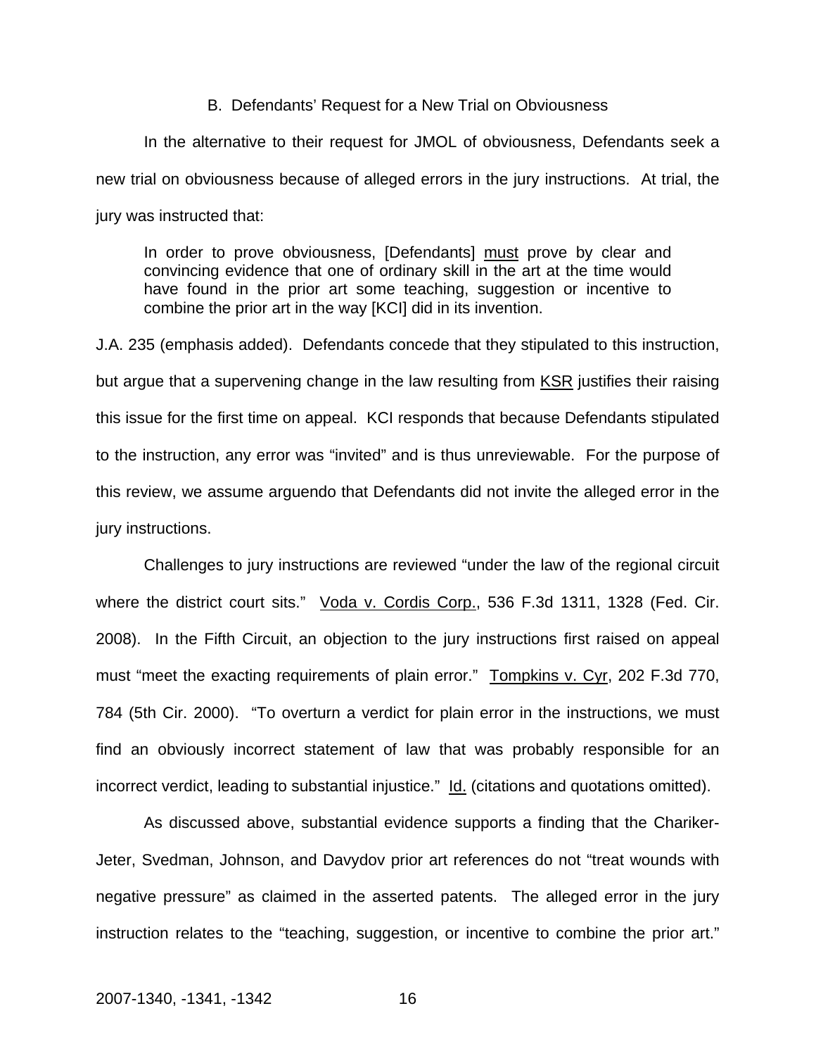### B. Defendants' Request for a New Trial on Obviousness

In the alternative to their request for JMOL of obviousness, Defendants seek a new trial on obviousness because of alleged errors in the jury instructions. At trial, the jury was instructed that:

> In order to prove obviousness, [Defendants] <u>must</u> prove by clear and convincing evidence that one of ordinary skill in the art at the time would have found in the prior art some teaching, suggestion or incentive to combine the prior art in the way [KCI] did in its invention.

J.A. 235 (emphasis added). Defendants concede that they stipulated to this instruction, but argue that a supervening change in the law resulting from <u>KSR</u> justifies their raising this issue for the first time on appeal. KCI responds that because Defendants stipulated to the instruction, any error was "invited" and is thus unreviewable. For the purpose of this review, we assume arguendo that Defendants did not invite the alleged error in the jury instructions.

Challenges to jury instructions are reviewed "under the law of the regional circuit where the district court sits." <u>Voda v. Cordis Corp.</u>, 536 F.3d 1311, 1328 (Fed. Cir. 2008). In the Fifth Circuit, an objection to the jury instructions first raised on appeal must "meet the exacting requirements of plain error." <u>Tompkins v. Cyr</u>, 202 F.3d 770, 784 (5th Cir. 2000). "To overturn a verdict for plain error in the instructions, we must find an obviously incorrect statement of law that was probably responsible for an incorrect verdict, leading to substantial injustice." <u>Id.</u> (citations and quotations omitted).

As discussed above, substantial evidence supports a finding that the Chariker-Jeter, Svedman, Johnson, and Davydov prior art references do not "treat wounds with negative pressure" as claimed in the asserted patents. The alleged error in the jury instruction relates to the "teaching, suggestion, or incentive to combine the prior art."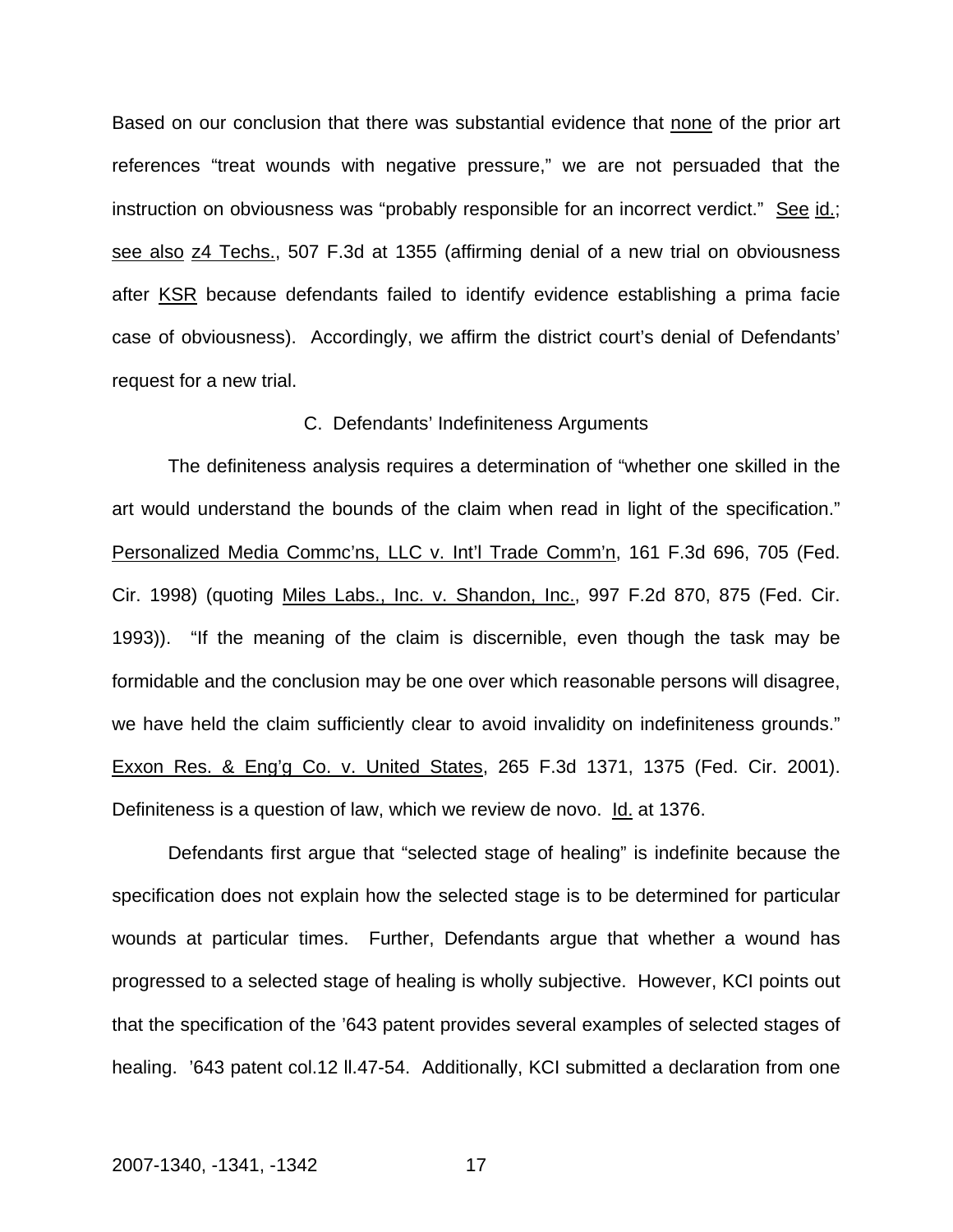Based on our conclusion that there was substantial evidence that none of the prior art references "treat wounds with negative pressure," we are not persuaded that the instruction on obviousness was "probably responsible for an incorrect verdict." See id.; see also z4 Techs., 507 F.3d at 1355 (affirming denial of a new trial on obviousness after KSR because defendants failed to identify evidence establishing a prima facie case of obviousness). Accordingly, we affirm the district court's denial of Defendants' request for a new trial.

### C. Defendants' Indefiniteness Arguments

The definiteness analysis requires a determination of "whether one skilled in the art would understand the bounds of the claim when read in light of the specification." Personalized Media Commc'ns, LLC v. Int'l Trade Comm'n, 161 F.3d 696, 705 (Fed. Cir. 1998) (quoting Miles Labs., Inc. v. Shandon, Inc., 997 F.2d 870, 875 (Fed. Cir. 1993)). "If the meaning of the claim is discernible, even though the task may be formidable and the conclusion may be one over which reasonable persons will disagree, we have held the claim sufficiently clear to avoid invalidity on indefiniteness grounds." Exxon Res. & Eng'g Co. v. United States, 265 F.3d 1371, 1375 (Fed. Cir. 2001). Definiteness is a question of law, which we review de novo. Id. at 1376.

Defendants first argue that "selected stage of healing" is indefinite because the specification does not explain how the selected stage is to be determined for particular wounds at particular times. Further, Defendants argue that whether a wound has progressed to a selected stage of healing is wholly subjective. However, KCI points out that the specification of the '643 patent provides several examples of selected stages of healing. '643 patent col.12 ll.47-54. Additionally, KCI submitted a declaration from one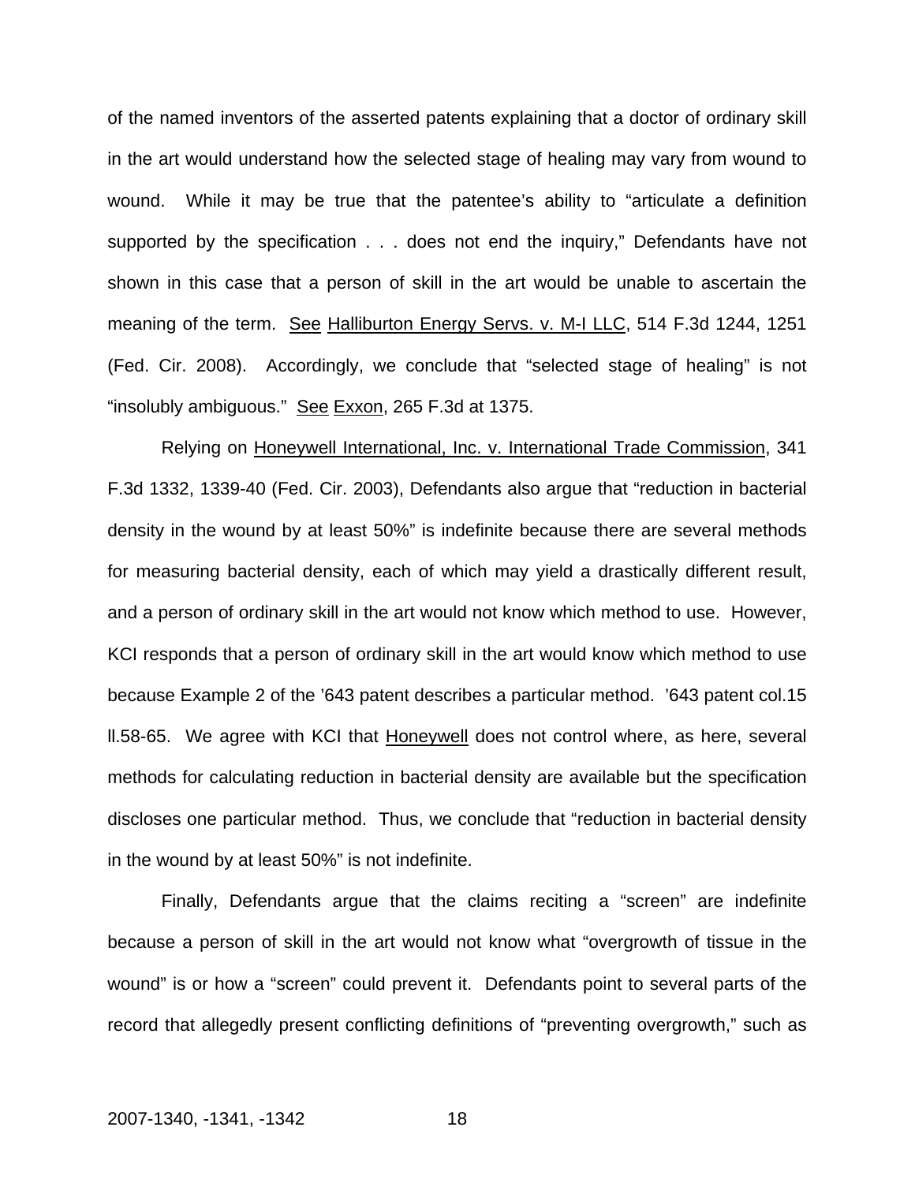of the named inventors of the asserted patents explaining that a doctor of ordinary skill in the art would understand how the selected stage of healing may vary from wound to wound. While it may be true that the patentee's ability to "articulate a definition supported by the specification . . . does not end the inquiry," Defendants have not shown in this case that a person of skill in the art would be unable to ascertain the meaning of the term. See Halliburton Energy Servs. v. M-I LLC, 514 F.3d 1244, 1251 (Fed. Cir. 2008). Accordingly, we conclude that "selected stage of healing" is not "insolubly ambiguous." See Exxon, 265 F.3d at 1375.

Relying on Honeywell International, Inc. v. International Trade Commission, 341 F.3d 1332, 1339-40 (Fed. Cir. 2003), Defendants also argue that "reduction in bacterial density in the wound by at least 50%" is indefinite because there are several methods for measuring bacterial density, each of which may yield a drastically different result, and a person of ordinary skill in the art would not know which method to use. However, KCI responds that a person of ordinary skill in the art would know which method to use because Example 2 of the '643 patent describes a particular method. '643 patent col.15 ll.58-65. We agree with KCI that Honeywell does not control where, as here, several methods for calculating reduction in bacterial density are available but the specification discloses one particular method. Thus, we conclude that "reduction in bacterial density in the wound by at least 50%" is not indefinite.

Finally, Defendants argue that the claims reciting a "screen" are indefinite because a person of skill in the art would not know what "overgrowth of tissue in the wound" is or how a "screen" could prevent it. Defendants point to several parts of the record that allegedly present conflicting definitions of "preventing overgrowth," such as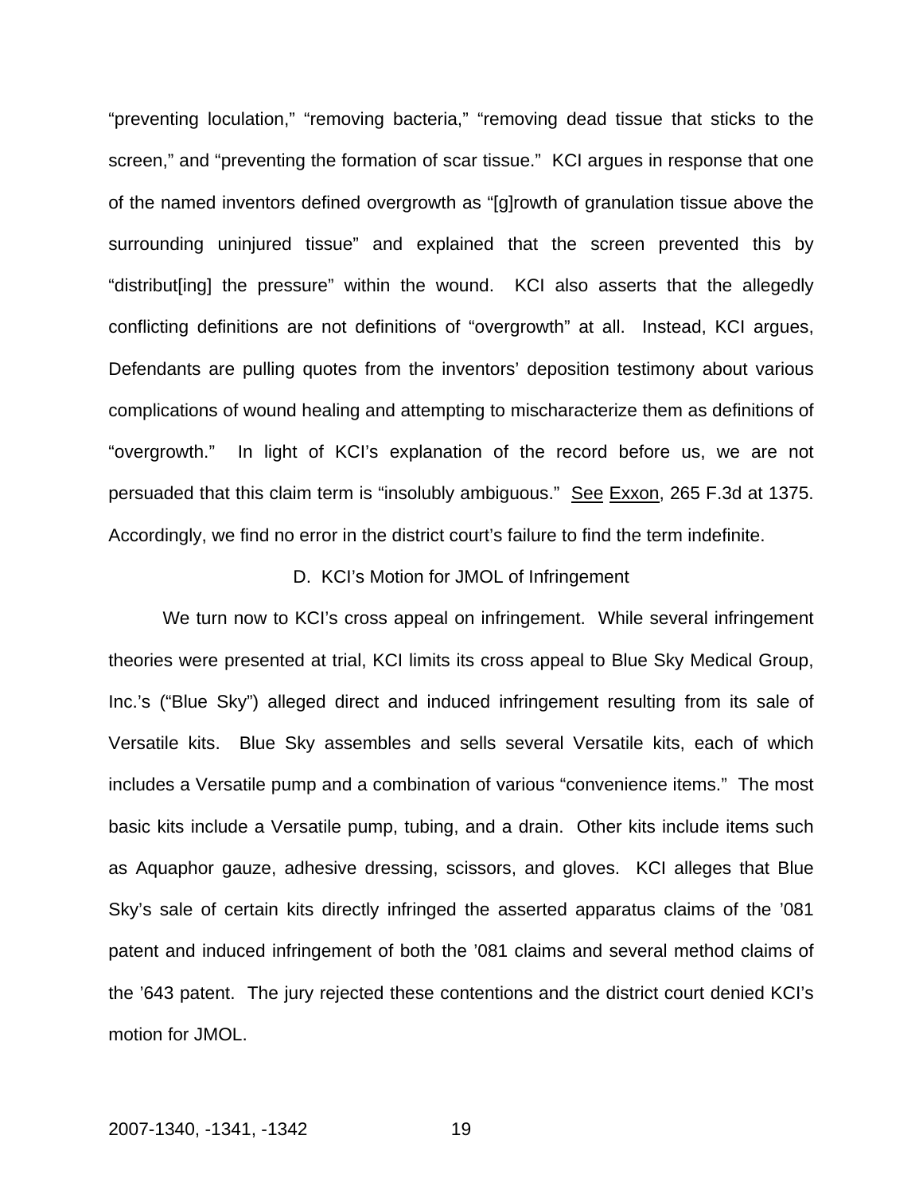"preventing loculation," "removing bacteria," "removing dead tissue that sticks to the screen," and "preventing the formation of scar tissue." KCI argues in response that one of the named inventors defined overgrowth as "[g]rowth of granulation tissue above the surrounding uninjured tissue" and explained that the screen prevented this by "distribut[ing] the pressure" within the wound. KCI also asserts that the allegedly conflicting definitions are not definitions of "overgrowth" at all. Instead, KCI argues, Defendants are pulling quotes from the inventors' deposition testimony about various complications of wound healing and attempting to mischaracterize them as definitions of "overgrowth." In light of KCI's explanation of the record before us, we are not persuaded that this claim term is "insolubly ambiguous." See Exxon, 265 F.3d at 1375. Accordingly, we find no error in the district court's failure to find the term indefinite.

### D. KCI's Motion for JMOL of Infringement

We turn now to KCI's cross appeal on infringement. While several infringement theories were presented at trial, KCI limits its cross appeal to Blue Sky Medical Group, Inc.'s ("Blue Sky") alleged direct and induced infringement resulting from its sale of Versatile kits. Blue Sky assembles and sells several Versatile kits, each of which includes a Versatile pump and a combination of various "convenience items." The most basic kits include a Versatile pump, tubing, and a drain. Other kits include items such as Aquaphor gauze, adhesive dressing, scissors, and gloves. KCI alleges that Blue Sky's sale of certain kits directly infringed the asserted apparatus claims of the '081 patent and induced infringement of both the '081 claims and several method claims of the '643 patent. The jury rejected these contentions and the district court denied KCI's motion for JMOL.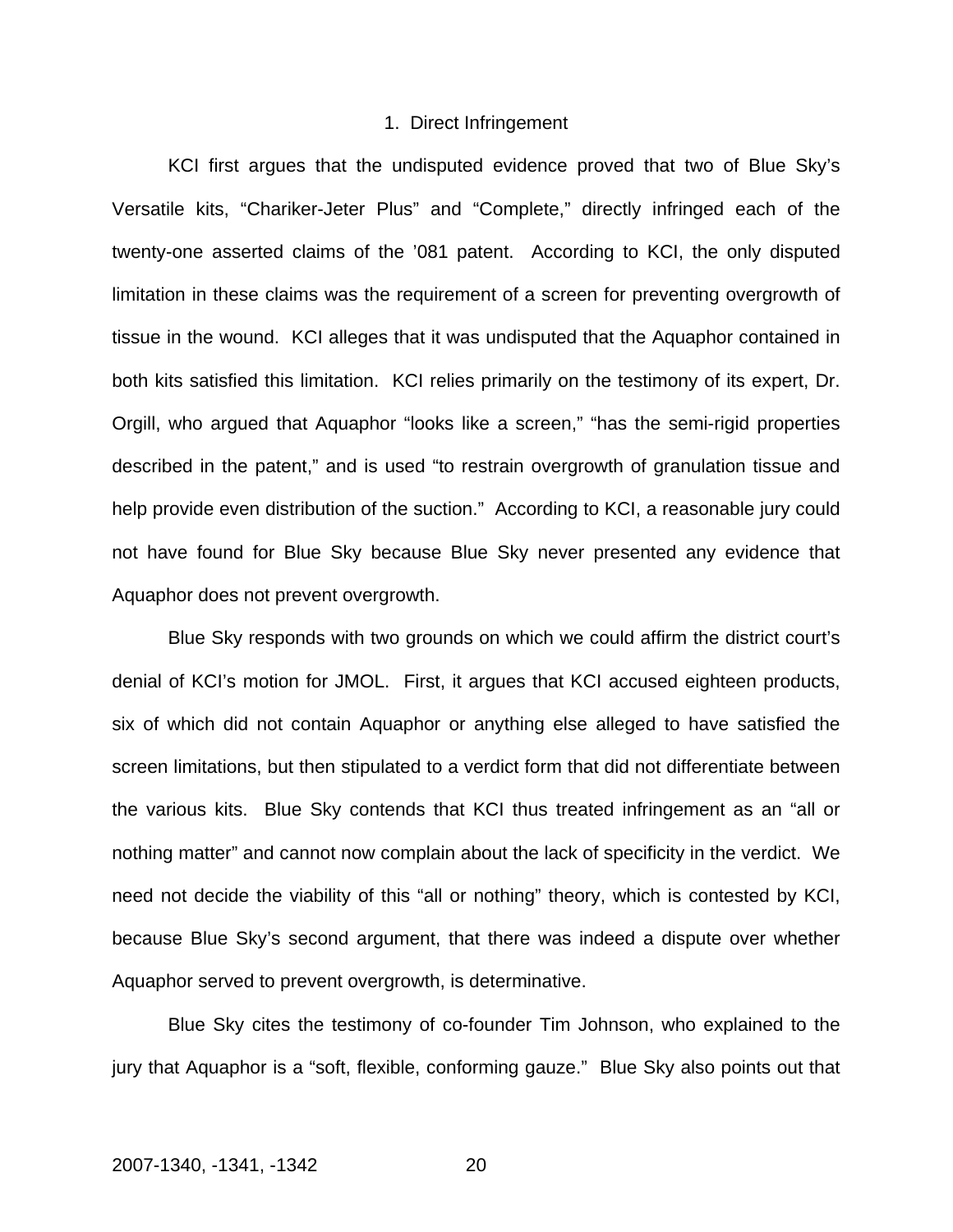### 1. Direct Infringement

KCI first argues that the undisputed evidence proved that two of Blue Sky's Versatile kits, "Chariker-Jeter Plus" and "Complete," directly infringed each of the twenty-one asserted claims of the '081 patent. According to KCI, the only disputed limitation in these claims was the requirement of a screen for preventing overgrowth of tissue in the wound. KCI alleges that it was undisputed that the Aquaphor contained in both kits satisfied this limitation. KCI relies primarily on the testimony of its expert, Dr. Orgill, who argued that Aquaphor "looks like a screen," "has the semi-rigid properties described in the patent," and is used "to restrain overgrowth of granulation tissue and help provide even distribution of the suction." According to KCI, a reasonable jury could not have found for Blue Sky because Blue Sky never presented any evidence that Aquaphor does not prevent overgrowth.

Blue Sky responds with two grounds on which we could affirm the district court's denial of KCI's motion for JMOL. First, it argues that KCI accused eighteen products, six of which did not contain Aquaphor or anything else alleged to have satisfied the screen limitations, but then stipulated to a verdict form that did not differentiate between the various kits. Blue Sky contends that KCI thus treated infringement as an "all or nothing matter" and cannot now complain about the lack of specificity in the verdict. We need not decide the viability of this "all or nothing" theory, which is contested by KCI, because Blue Sky's second argument, that there was indeed a dispute over whether Aquaphor served to prevent overgrowth, is determinative.

Blue Sky cites the testimony of co-founder Tim Johnson, who explained to the jury that Aquaphor is a "soft, flexible, conforming gauze." Blue Sky also points out that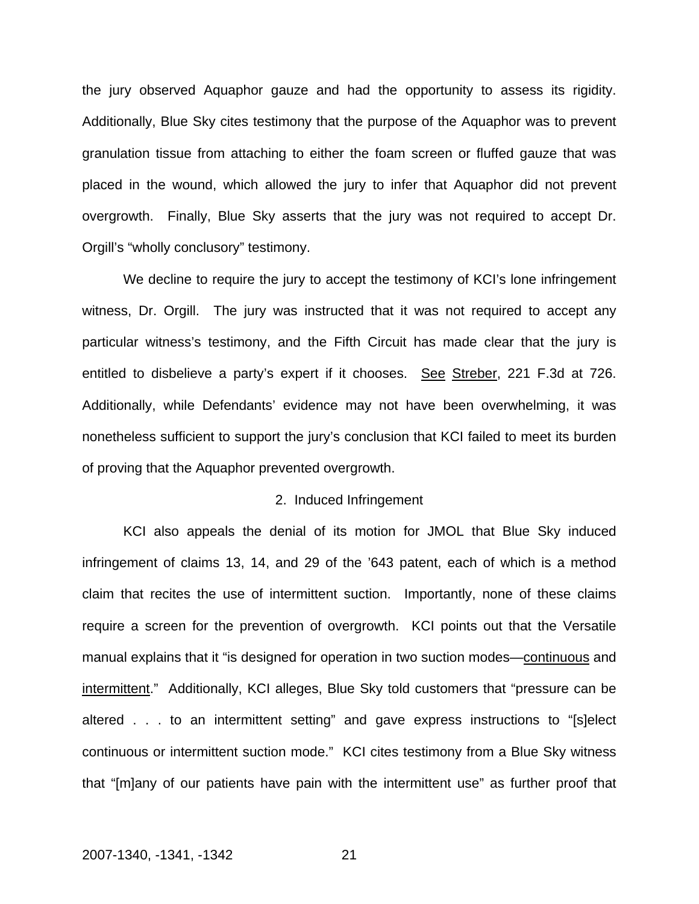the jury observed Aquaphor gauze and had the opportunity to assess its rigidity. Additionally, Blue Sky cites testimony that the purpose of the Aquaphor was to prevent granulation tissue from attaching to either the foam screen or fluffed gauze that was placed in the wound, which allowed the jury to infer that Aquaphor did not prevent overgrowth. Finally, Blue Sky asserts that the jury was not required to accept Dr. Orgill's "wholly conclusory" testimony.

We decline to require the jury to accept the testimony of KCI's lone infringement witness, Dr. Orgill. The jury was instructed that it was not required to accept any particular witness's testimony, and the Fifth Circuit has made clear that the jury is entitled to disbelieve a party's expert if it chooses. See Streber, 221 F.3d at 726. Additionally, while Defendants' evidence may not have been overwhelming, it was nonetheless sufficient to support the jury's conclusion that KCI failed to meet its burden of proving that the Aquaphor prevented overgrowth.

2. Induced Infringement

KCI also appeals the denial of its motion for JMOL that Blue Sky induced infringement of claims 13, 14, and 29 of the '643 patent, each of which is a method claim that recites the use of intermittent suction. Importantly, none of these claims require a screen for the prevention of overgrowth. KCI points out that the Versatile manual explains that it "is designed for operation in two suction modes—continuous and intermittent." Additionally, KCI alleges, Blue Sky told customers that "pressure can be altered . . . to an intermittent setting" and gave express instructions to "[s]elect continuous or intermittent suction mode." KCI cites testimony from a Blue Sky witness that "[m]any of our patients have pain with the intermittent use" as further proof that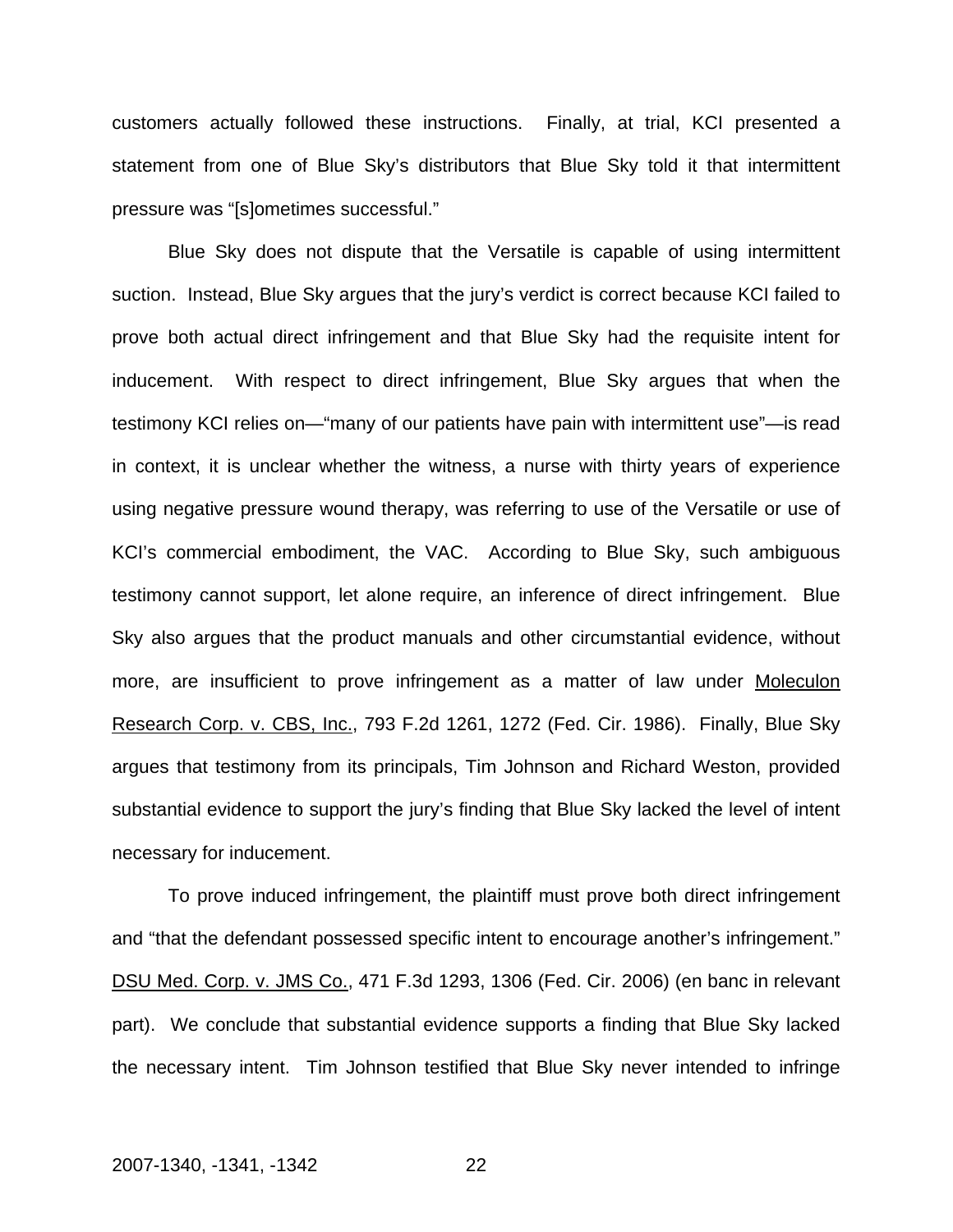customers actually followed these instructions. Finally, at trial, KCI presented a statement from one of Blue Sky's distributors that Blue Sky told it that intermittent pressure was "[s]ometimes successful."

Blue Sky does not dispute that the Versatile is capable of using intermittent suction. Instead, Blue Sky argues that the jury's verdict is correct because KCI failed to prove both actual direct infringement and that Blue Sky had the requisite intent for inducement. With respect to direct infringement, Blue Sky argues that when the testimony KCI relies on—"many of our patients have pain with intermittent use"—is read in context, it is unclear whether the witness, a nurse with thirty years of experience using negative pressure wound therapy, was referring to use of the Versatile or use of KCI's commercial embodiment, the VAC. According to Blue Sky, such ambiguous testimony cannot support, let alone require, an inference of direct infringement. Blue Sky also argues that the product manuals and other circumstantial evidence, without more, are insufficient to prove infringement as a matter of law under Moleculon Research Corp. v. CBS, Inc., 793 F.2d 1261, 1272 (Fed. Cir. 1986). Finally, Blue Sky argues that testimony from its principals, Tim Johnson and Richard Weston, provided substantial evidence to support the jury's finding that Blue Sky lacked the level of intent necessary for inducement.

To prove induced infringement, the plaintiff must prove both direct infringement and "that the defendant possessed specific intent to encourage another's infringement." DSU Med. Corp. v. JMS Co., 471 F.3d 1293, 1306 (Fed. Cir. 2006) (en banc in relevant part). We conclude that substantial evidence supports a finding that Blue Sky lacked the necessary intent. Tim Johnson testified that Blue Sky never intended to infringe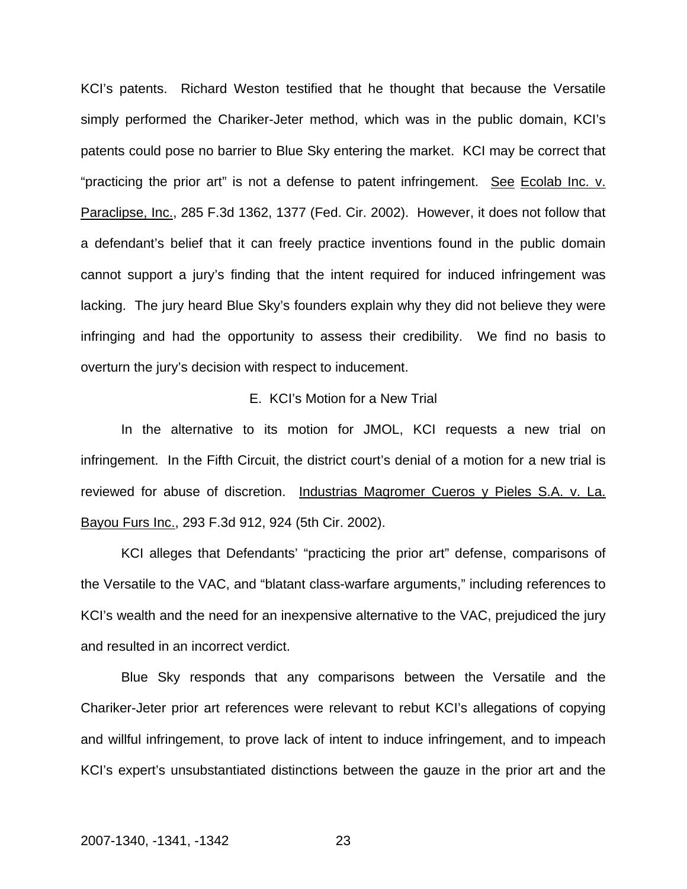KCI's patents. Richard Weston testified that he thought that because the Versatile simply performed the Chariker-Jeter method, which was in the public domain, KCI's patents could pose no barrier to Blue Sky entering the market. KCI may be correct that "practicing the prior art" is not a defense to patent infringement. See Ecolab Inc. v. Paraclipse, Inc., 285 F.3d 1362, 1377 (Fed. Cir. 2002). However, it does not follow that a defendant's belief that it can freely practice inventions found in the public domain cannot support a jury's finding that the intent required for induced infringement was lacking. The jury heard Blue Sky's founders explain why they did not believe they were infringing and had the opportunity to assess their credibility. We find no basis to overturn the jury's decision with respect to inducement.

E. KCI's Motion for a New Trial

In the alternative to its motion for JMOL, KCI requests a new trial on infringement. In the Fifth Circuit, the district court's denial of a motion for a new trial is reviewed for abuse of discretion. Industrias Magromer Cueros y Pieles S.A. v. La. Bayou Furs Inc., 293 F.3d 912, 924 (5th Cir. 2002).

KCI alleges that Defendants' "practicing the prior art" defense, comparisons of the Versatile to the VAC, and "blatant class-warfare arguments," including references to KCI's wealth and the need for an inexpensive alternative to the VAC, prejudiced the jury and resulted in an incorrect verdict.

Blue Sky responds that any comparisons between the Versatile and the Chariker-Jeter prior art references were relevant to rebut KCI's allegations of copying and willful infringement, to prove lack of intent to induce infringement, and to impeach KCI's expert's unsubstantiated distinctions between the gauze in the prior art and the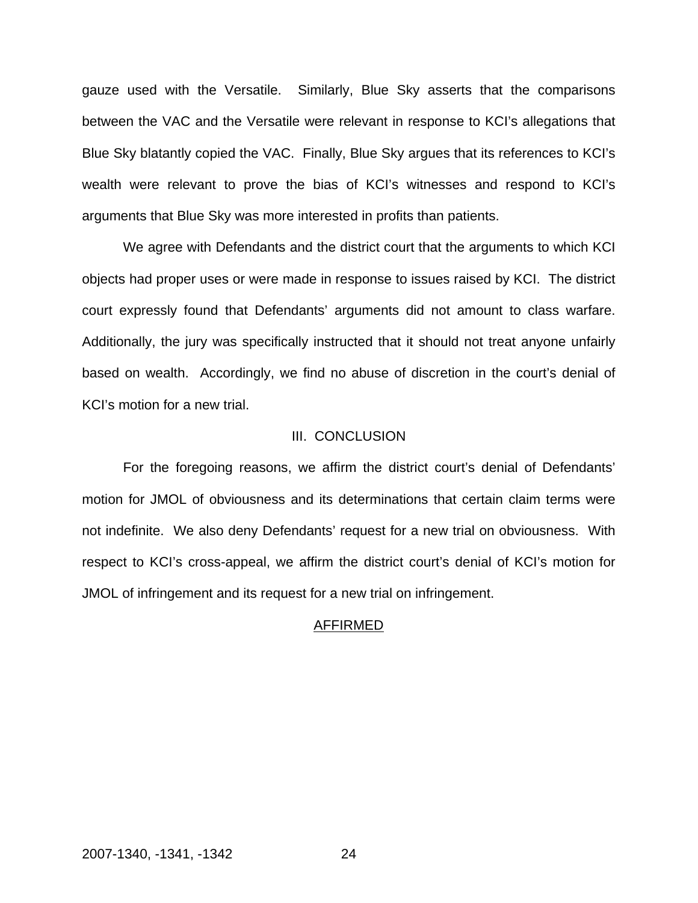gauze used with the Versatile. Similarly, Blue Sky asserts that the comparisons between the VAC and the Versatile were relevant in response to KCI's allegations that Blue Sky blatantly copied the VAC. Finally, Blue Sky argues that its references to KCI's wealth were relevant to prove the bias of KCI's witnesses and respond to KCI's arguments that Blue Sky was more interested in profits than patients.

We agree with Defendants and the district court that the arguments to which KCI objects had proper uses or were made in response to issues raised by KCI. The district court expressly found that Defendants' arguments did not amount to class warfare. Additionally, the jury was specifically instructed that it should not treat anyone unfairly based on wealth. Accordingly, we find no abuse of discretion in the court's denial of KCI's motion for a new trial.

## III. CONCLUSION

For the foregoing reasons, we affirm the district court's denial of Defendants' motion for JMOL of obviousness and its determinations that certain claim terms were not indefinite. We also deny Defendants' request for a new trial on obviousness. With respect to KCI's cross-appeal, we affirm the district court's denial of KCI's motion for JMOL of infringement and its request for a new trial on infringement.

AFFIRMED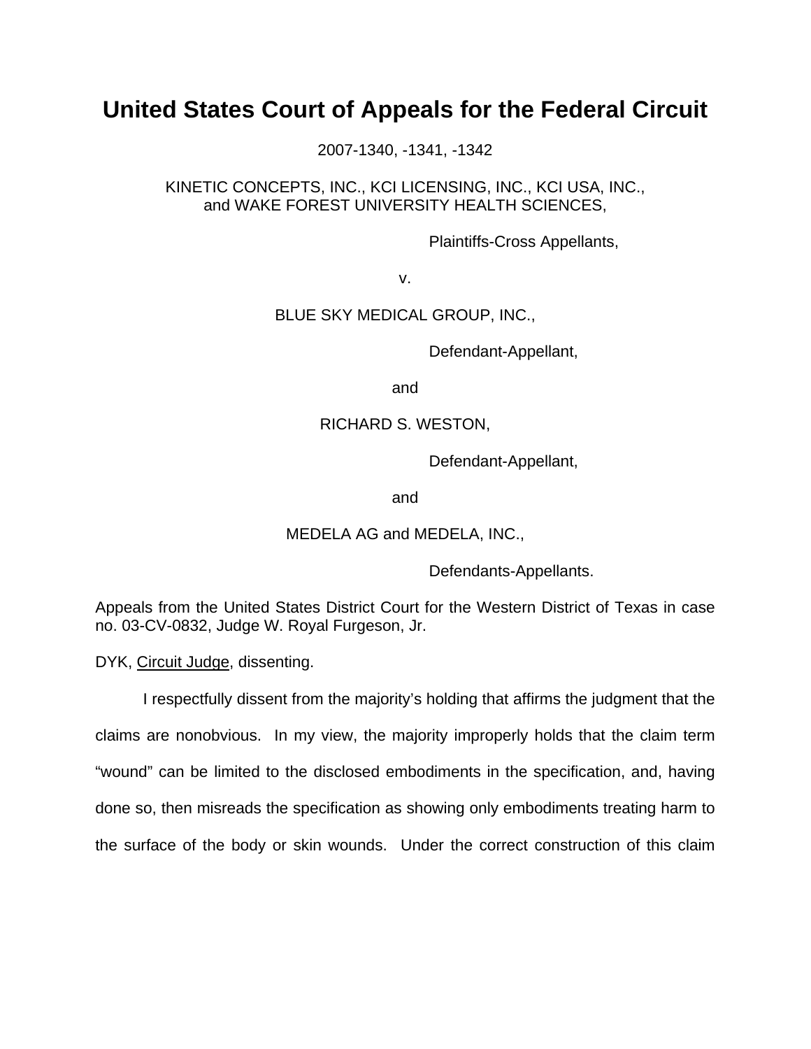# United States Court of Appeals for the Federal Circuit

2007-1340, -1341, -1342

KINETIC CONCEPTS, INC., KCI LICENSING, INC., KCI USA, INC.,
and WAKE FOREST UNIVERSITY HEALTH SCIENCES,

Plaintiffs-Cross Appellants,

v.

BLUE SKY MEDICAL GROUP, INC.,

Defendant-Appellant,

and

RICHARD S. WESTON,

Defendant-Appellant,

and

MEDELA AG and MEDELA, INC.,

Defendants-Appellants.

Appeals from the United States District Court for the Western District of Texas in case no. 03-CV-0832, Judge W. Royal Furgeson, Jr.

DYK, Circuit Judge, dissenting.

I respectfully dissent from the majority's holding that affirms the judgment that the claims are nonobvious. In my view, the majority improperly holds that the claim term "wound" can be limited to the disclosed embodiments in the specification, and, having done so, then misreads the specification as showing only embodiments treating harm to the surface of the body or skin wounds. Under the correct construction of this claim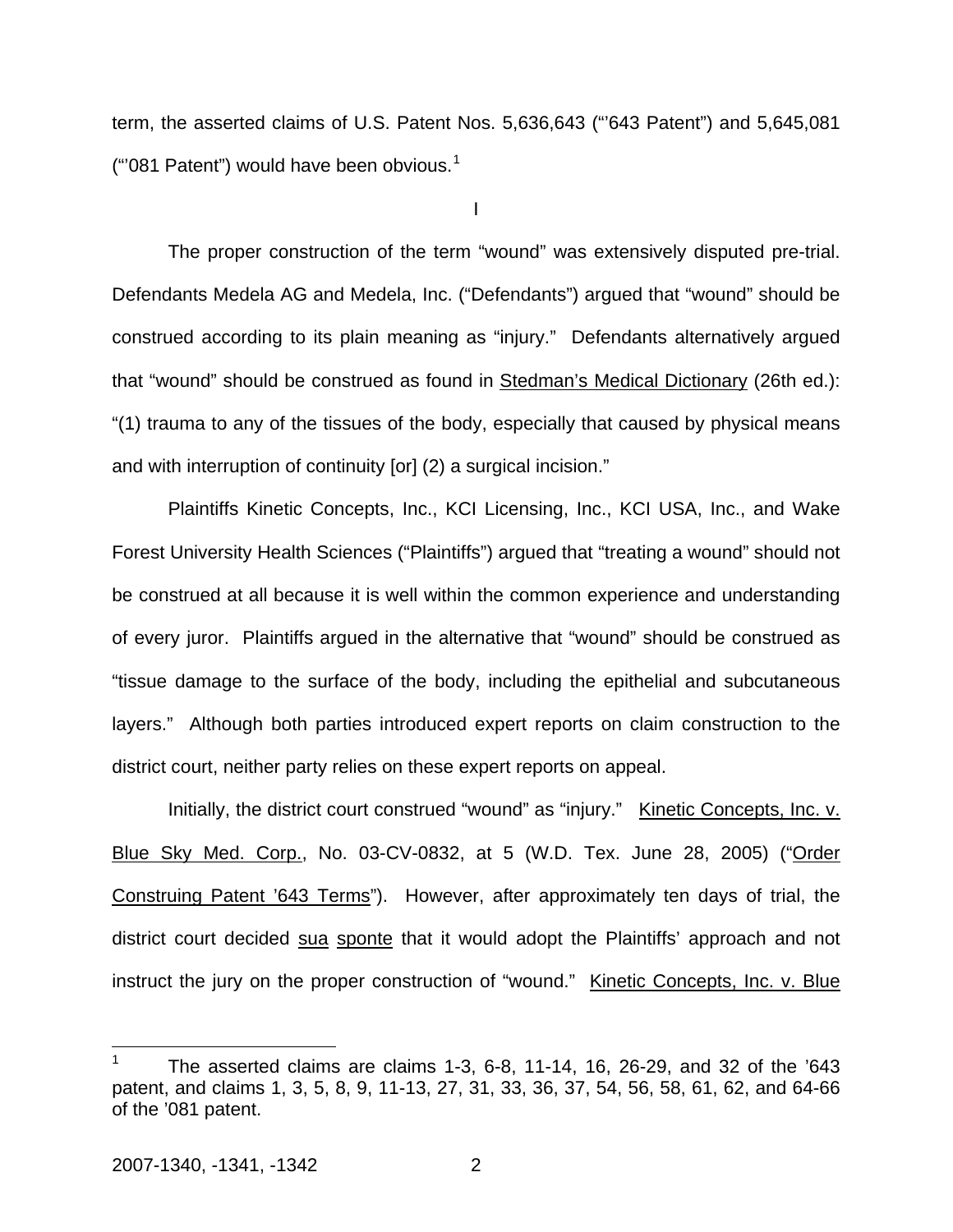term, the asserted claims of U.S. Patent Nos. 5,636,643 ("'643 Patent") and 5,645,081 ("'081 Patent") would have been obvious.[1]

I

The proper construction of the term "wound" was extensively disputed pre-trial. Defendants Medela AG and Medela, Inc. ("Defendants") argued that "wound" should be construed according to its plain meaning as "injury." Defendants alternatively argued that "wound" should be construed as found in Stedman's Medical Dictionary (26th ed.): "(1) trauma to any of the tissues of the body, especially that caused by physical means and with interruption of continuity [or] (2) a surgical incision."

Plaintiffs Kinetic Concepts, Inc., KCI Licensing, Inc., KCI USA, Inc., and Wake Forest University Health Sciences ("Plaintiffs") argued that "treating a wound" should not be construed at all because it is well within the common experience and understanding of every juror. Plaintiffs argued in the alternative that "wound" should be construed as "tissue damage to the surface of the body, including the epithelial and subcutaneous layers." Although both parties introduced expert reports on claim construction to the district court, neither party relies on these expert reports on appeal.

Initially, the district court construed "wound" as "injury." Kinetic Concepts, Inc. v. Blue Sky Med. Corp., No. 03-CV-0832, at 5 (W.D. Tex. June 28, 2005) ("Order Construing Patent '643 Terms"). However, after approximately ten days of trial, the district court decided sua sponte that it would adopt the Plaintiffs' approach and not instruct the jury on the proper construction of "wound." Kinetic Concepts, Inc. v. Blue

[1] The asserted claims are claims 1-3, 6-8, 11-14, 16, 26-29, and 32 of the '643 patent, and claims 1, 3, 5, 8, 9, 11-13, 27, 31, 33, 36, 37, 54, 56, 58, 61, 62, and 64-66 of the '081 patent.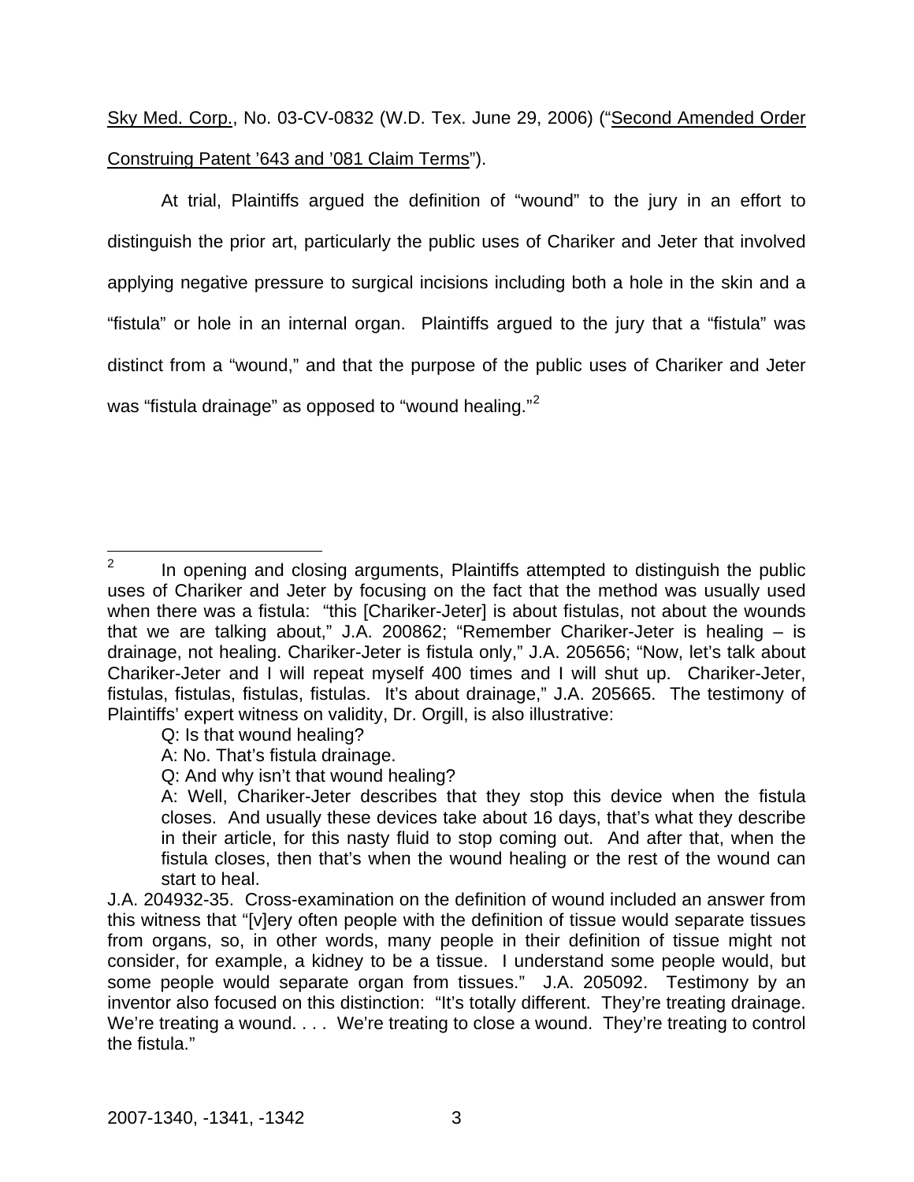Sky Med. Corp., No. 03-CV-0832 (W.D. Tex. June 29, 2006) ("Second Amended Order Construing Patent '643 and '081 Claim Terms").

At trial, Plaintiffs argued the definition of "wound" to the jury in an effort to distinguish the prior art, particularly the public uses of Chariker and Jeter that involved applying negative pressure to surgical incisions including both a hole in the skin and a "fistula" or hole in an internal organ. Plaintiffs argued to the jury that a "fistula" was distinct from a "wound," and that the purpose of the public uses of Chariker and Jeter was "fistula drainage" as opposed to "wound healing."[2]

---

[2] In opening and closing arguments, Plaintiffs attempted to distinguish the public uses of Chariker and Jeter by focusing on the fact that the method was usually used when there was a fistula: "this [Chariker-Jeter] is about fistulas, not about the wounds that we are talking about," J.A. 200862; "Remember Chariker-Jeter is healing – is drainage, not healing. Chariker-Jeter is fistula only," J.A. 205656; "Now, let's talk about Chariker-Jeter and I will repeat myself 400 times and I will shut up. Chariker-Jeter, fistulas, fistulas, fistulas, fistulas. It's about drainage," J.A. 205665. The testimony of Plaintiffs' expert witness on validity, Dr. Orgill, is also illustrative:

> Q: Is that wound healing?
>
> A: No. That's fistula drainage.
>
> Q: And why isn't that wound healing?
>
> A: Well, Chariker-Jeter describes that they stop this device when the fistula closes. And usually these devices take about 16 days, that's what they describe in their article, for this nasty fluid to stop coming out. And after that, when the fistula closes, then that's when the wound healing or the rest of the wound can start to heal.

J.A. 204932-35. Cross-examination on the definition of wound included an answer from this witness that "[v]ery often people with the definition of tissue would separate tissues from organs, so, in other words, many people in their definition of tissue might not consider, for example, a kidney to be a tissue. I understand some people would, but some people would separate organ from tissues." J.A. 205092. Testimony by an inventor also focused on this distinction: "It's totally different. They're treating drainage. We're treating a wound. . . . We're treating to close a wound. They're treating to control the fistula."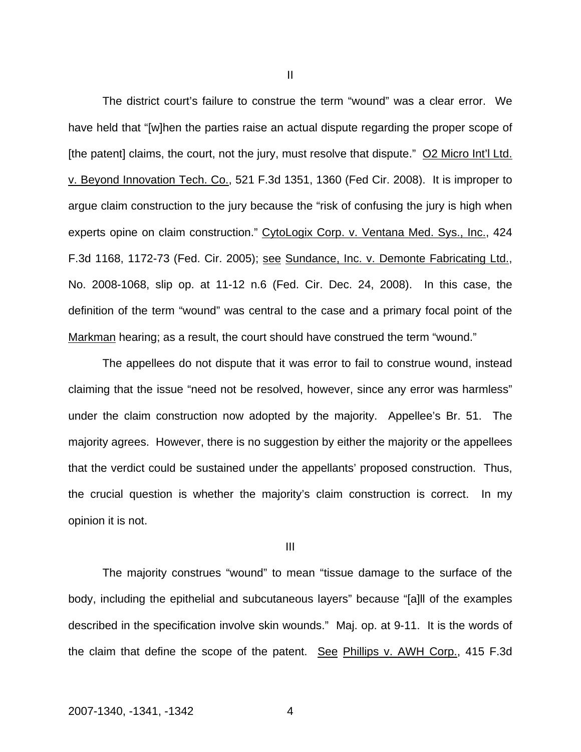II

The district court's failure to construe the term "wound" was a clear error. We have held that "[w]hen the parties raise an actual dispute regarding the proper scope of [the patent] claims, the court, not the jury, must resolve that dispute." O2 Micro Int'l Ltd. v. Beyond Innovation Tech. Co., 521 F.3d 1351, 1360 (Fed Cir. 2008). It is improper to argue claim construction to the jury because the "risk of confusing the jury is high when experts opine on claim construction." CytoLogix Corp. v. Ventana Med. Sys., Inc., 424 F.3d 1168, 1172-73 (Fed. Cir. 2005); see Sundance, Inc. v. Demonte Fabricating Ltd., No. 2008-1068, slip op. at 11-12 n.6 (Fed. Cir. Dec. 24, 2008). In this case, the definition of the term "wound" was central to the case and a primary focal point of the Markman hearing; as a result, the court should have construed the term "wound."

The appellees do not dispute that it was error to fail to construe wound, instead claiming that the issue "need not be resolved, however, since any error was harmless" under the claim construction now adopted by the majority. Appellee's Br. 51. The majority agrees. However, there is no suggestion by either the majority or the appellees that the verdict could be sustained under the appellants' proposed construction. Thus, the crucial question is whether the majority's claim construction is correct. In my opinion it is not.

III

The majority construes "wound" to mean "tissue damage to the surface of the body, including the epithelial and subcutaneous layers" because "[a]ll of the examples described in the specification involve skin wounds." Maj. op. at 9-11. It is the words of the claim that define the scope of the patent. See Phillips v. AWH Corp., 415 F.3d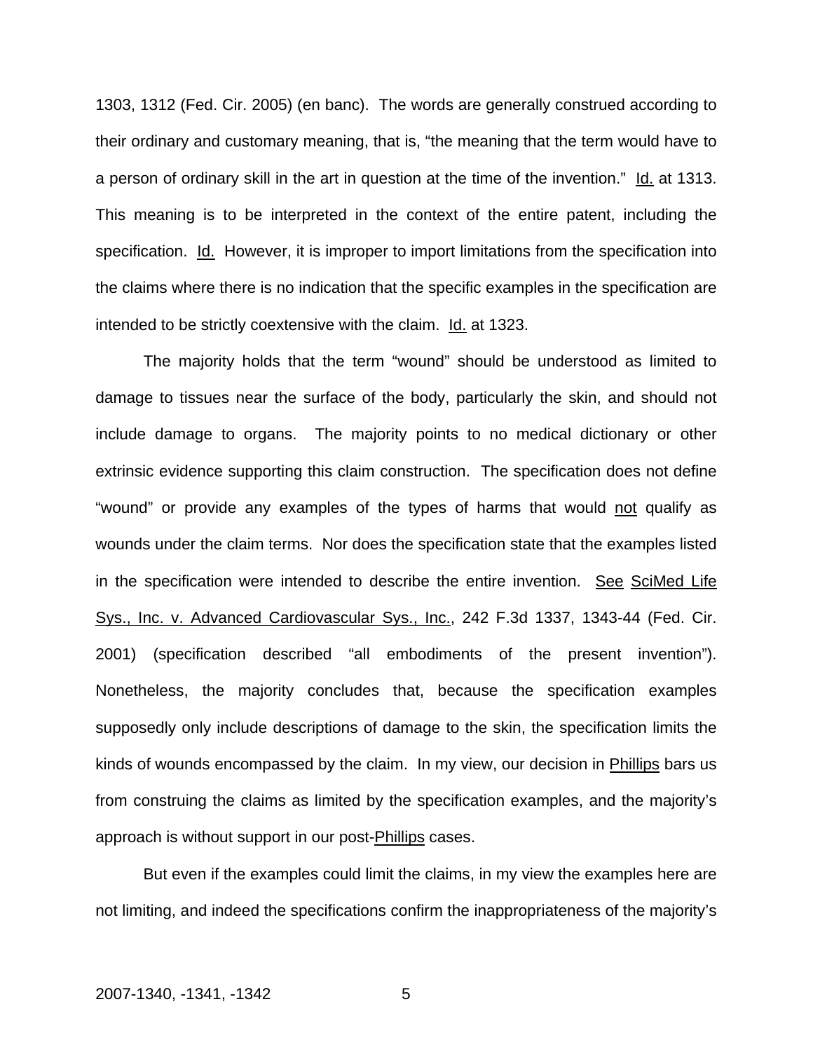1303, 1312 (Fed. Cir. 2005) (en banc). The words are generally construed according to their ordinary and customary meaning, that is, "the meaning that the term would have to a person of ordinary skill in the art in question at the time of the invention." Id. at 1313. This meaning is to be interpreted in the context of the entire patent, including the specification. Id. However, it is improper to import limitations from the specification into the claims where there is no indication that the specific examples in the specification are intended to be strictly coextensive with the claim. Id. at 1323.

The majority holds that the term "wound" should be understood as limited to damage to tissues near the surface of the body, particularly the skin, and should not include damage to organs. The majority points to no medical dictionary or other extrinsic evidence supporting this claim construction. The specification does not define "wound" or provide any examples of the types of harms that would not qualify as wounds under the claim terms. Nor does the specification state that the examples listed in the specification were intended to describe the entire invention. See SciMed Life Sys., Inc. v. Advanced Cardiovascular Sys., Inc., 242 F.3d 1337, 1343-44 (Fed. Cir. 2001) (specification described "all embodiments of the present invention"). Nonetheless, the majority concludes that, because the specification examples supposedly only include descriptions of damage to the skin, the specification limits the kinds of wounds encompassed by the claim. In my view, our decision in Phillips bars us from construing the claims as limited by the specification examples, and the majority's approach is without support in our post-Phillips cases.

But even if the examples could limit the claims, in my view the examples here are not limiting, and indeed the specifications confirm the inappropriateness of the majority's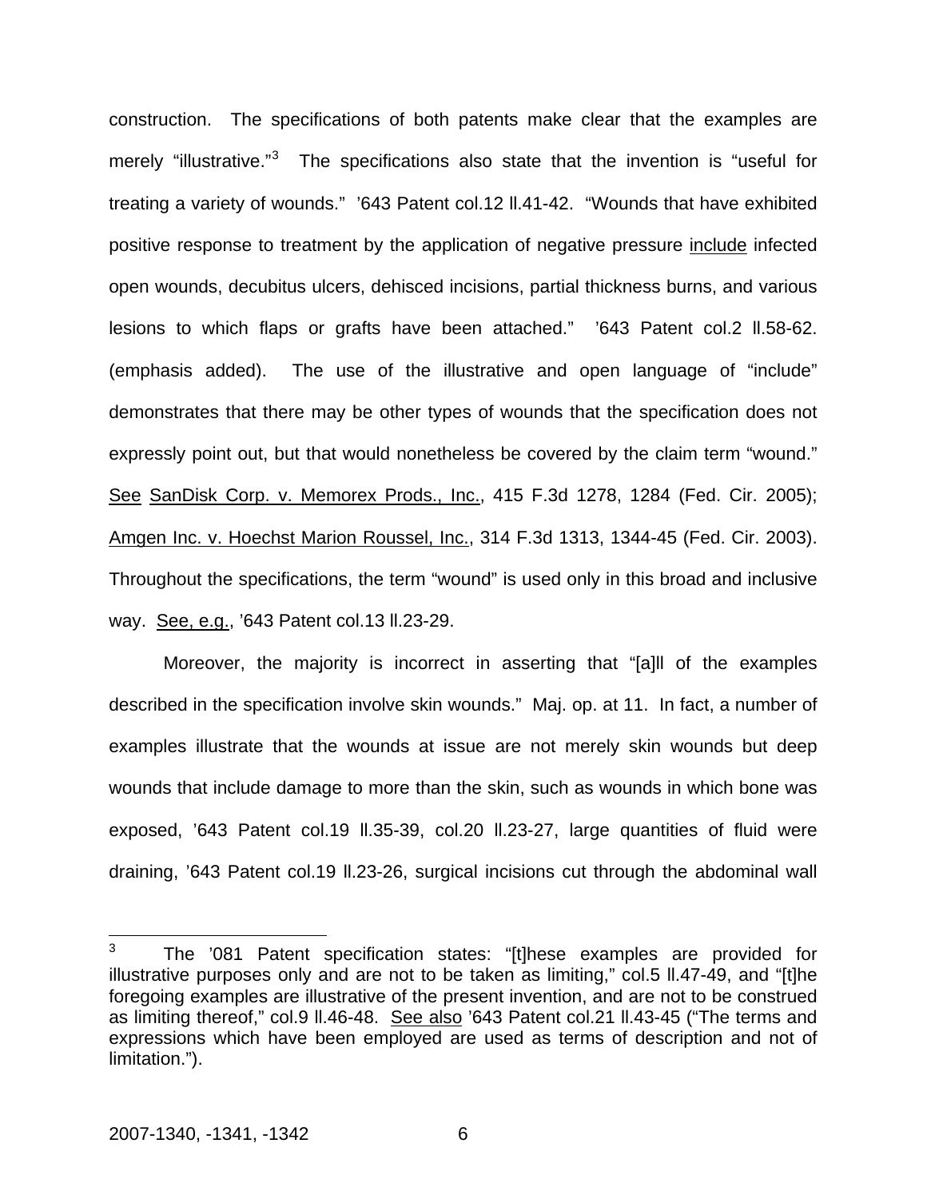construction. The specifications of both patents make clear that the examples are merely "illustrative."[3] The specifications also state that the invention is "useful for treating a variety of wounds." '643 Patent col.12 ll.41-42. "Wounds that have exhibited positive response to treatment by the application of negative pressure include infected open wounds, decubitus ulcers, dehisced incisions, partial thickness burns, and various lesions to which flaps or grafts have been attached." '643 Patent col.2 ll.58-62. (emphasis added). The use of the illustrative and open language of "include" demonstrates that there may be other types of wounds that the specification does not expressly point out, but that would nonetheless be covered by the claim term "wound." See SanDisk Corp. v. Memorex Prods., Inc., 415 F.3d 1278, 1284 (Fed. Cir. 2005); Amgen Inc. v. Hoechst Marion Roussel, Inc., 314 F.3d 1313, 1344-45 (Fed. Cir. 2003). Throughout the specifications, the term "wound" is used only in this broad and inclusive way. See, e.g., '643 Patent col.13 ll.23-29.

Moreover, the majority is incorrect in asserting that "[a]ll of the examples described in the specification involve skin wounds." Maj. op. at 11. In fact, a number of examples illustrate that the wounds at issue are not merely skin wounds but deep wounds that include damage to more than the skin, such as wounds in which bone was exposed, '643 Patent col.19 ll.35-39, col.20 ll.23-27, large quantities of fluid were draining, '643 Patent col.19 ll.23-26, surgical incisions cut through the abdominal wall

---

[3] The '081 Patent specification states: "[t]hese examples are provided for illustrative purposes only and are not to be taken as limiting," col.5 ll.47-49, and "[t]he foregoing examples are illustrative of the present invention, and are not to be construed as limiting thereof," col.9 ll.46-48. See also '643 Patent col.21 ll.43-45 ("The terms and expressions which have been employed are used as terms of description and not of limitation.").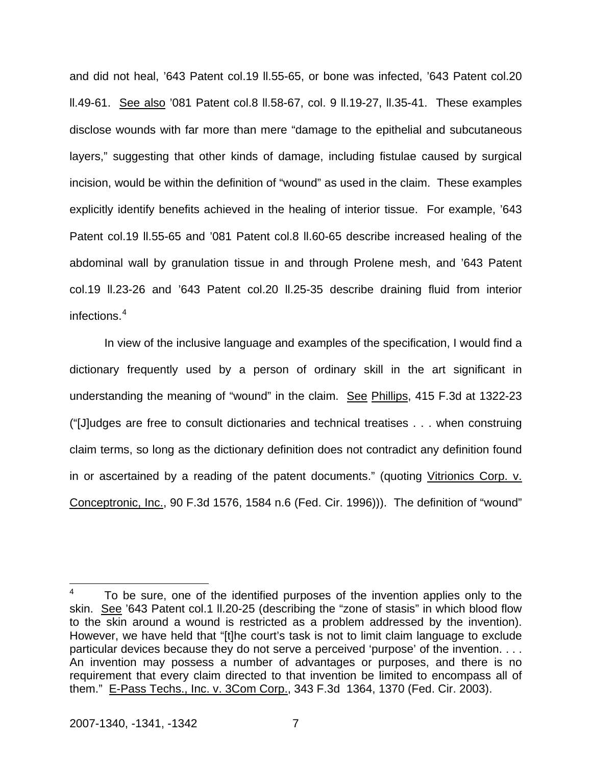and did not heal, ’643 Patent col.19 ll.55-65, or bone was infected, ’643 Patent col.20 ll.49-61. See also ’081 Patent col.8 ll.58-67, col. 9 ll.19-27, ll.35-41. These examples disclose wounds with far more than mere “damage to the epithelial and subcutaneous layers,” suggesting that other kinds of damage, including fistulae caused by surgical incision, would be within the definition of “wound” as used in the claim. These examples explicitly identify benefits achieved in the healing of interior tissue. For example, ’643 Patent col.19 ll.55-65 and ’081 Patent col.8 ll.60-65 describe increased healing of the abdominal wall by granulation tissue in and through Prolene mesh, and ’643 Patent col.19 ll.23-26 and ’643 Patent col.20 ll.25-35 describe draining fluid from interior infections.[4]

In view of the inclusive language and examples of the specification, I would find a dictionary frequently used by a person of ordinary skill in the art significant in understanding the meaning of “wound” in the claim. See Phillips, 415 F.3d at 1322-23 (“[J]udges are free to consult dictionaries and technical treatises . . . when construing claim terms, so long as the dictionary definition does not contradict any definition found in or ascertained by a reading of the patent documents.” (quoting Vitrionics Corp. v. Conceptronic, Inc., 90 F.3d 1576, 1584 n.6 (Fed. Cir. 1996))). The definition of “wound”

---

[4] To be sure, one of the identified purposes of the invention applies only to the skin. See ’643 Patent col.1 ll.20-25 (describing the “zone of stasis” in which blood flow to the skin around a wound is restricted as a problem addressed by the invention). However, we have held that “[t]he court’s task is not to limit claim language to exclude particular devices because they do not serve a perceived ‘purpose’ of the invention. . . . An invention may possess a number of advantages or purposes, and there is no requirement that every claim directed to that invention be limited to encompass all of them.” E-Pass Techs., Inc. v. 3Com Corp., 343 F.3d 1364, 1370 (Fed. Cir. 2003).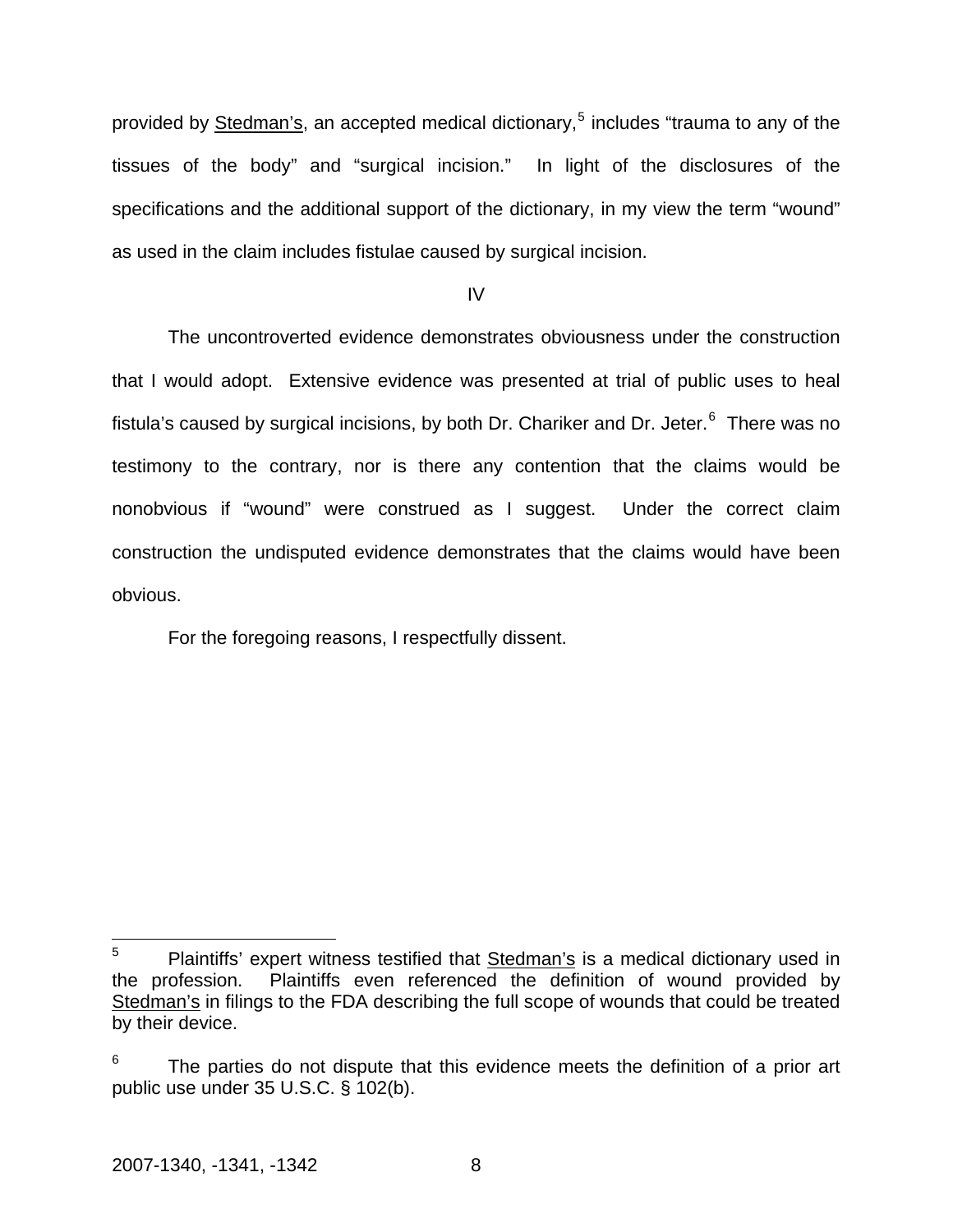provided by Stedman's, an accepted medical dictionary,[5] includes "trauma to any of the tissues of the body" and "surgical incision." In light of the disclosures of the specifications and the additional support of the dictionary, in my view the term "wound" as used in the claim includes fistulae caused by surgical incision.

IV

The uncontroverted evidence demonstrates obviousness under the construction that I would adopt. Extensive evidence was presented at trial of public uses to heal fistula's caused by surgical incisions, by both Dr. Chariker and Dr. Jeter.[6] There was no testimony to the contrary, nor is there any contention that the claims would be nonobvious if "wound" were construed as I suggest. Under the correct claim construction the undisputed evidence demonstrates that the claims would have been obvious.

For the foregoing reasons, I respectfully dissent.

---

[5] Plaintiffs' expert witness testified that Stedman's is a medical dictionary used in the profession. Plaintiffs even referenced the definition of wound provided by Stedman's in filings to the FDA describing the full scope of wounds that could be treated by their device.

[6] The parties do not dispute that this evidence meets the definition of a prior art public use under 35 U.S.C. § 102(b).